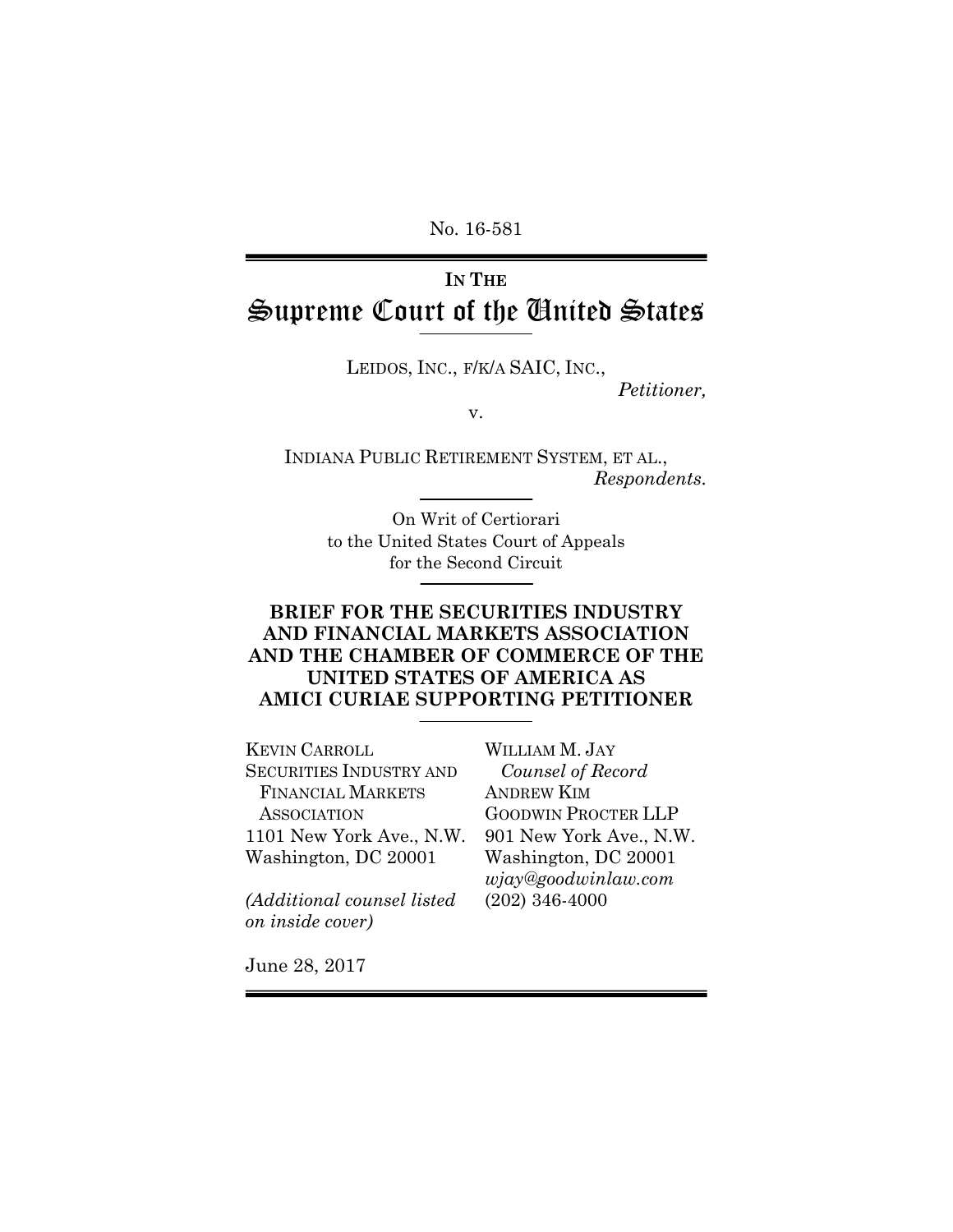No. 16-581

---

**IN THE**

# Supreme Court of the United States

---

LEIDOS, INC., F/K/A SAIC, INC.,

*Petitioner,*

v.

INDIANA PUBLIC RETIREMENT SYSTEM, ET AL.,

*Respondents.*

---

On Writ of Certiorari
to the United States Court of Appeals
for the Second Circuit

---

**BRIEF FOR THE SECURITIES INDUSTRY AND FINANCIAL MARKETS ASSOCIATION AND THE CHAMBER OF COMMERCE OF THE UNITED STATES OF AMERICA AS AMICI CURIAE SUPPORTING PETITIONER**

---

KEVIN CARROLL
SECURITIES INDUSTRY AND FINANCIAL MARKETS ASSOCIATION
1101 New York Ave., N.W.
Washington, DC 20001

*(Additional counsel listed on inside cover)*

WILLIAM M. JAY
*Counsel of Record*
ANDREW KIM
GOODWIN PROCTER LLP
901 New York Ave., N.W.
Washington, DC 20001
*wjay@goodwinlaw.com*
(202) 346-4000

June 28, 2017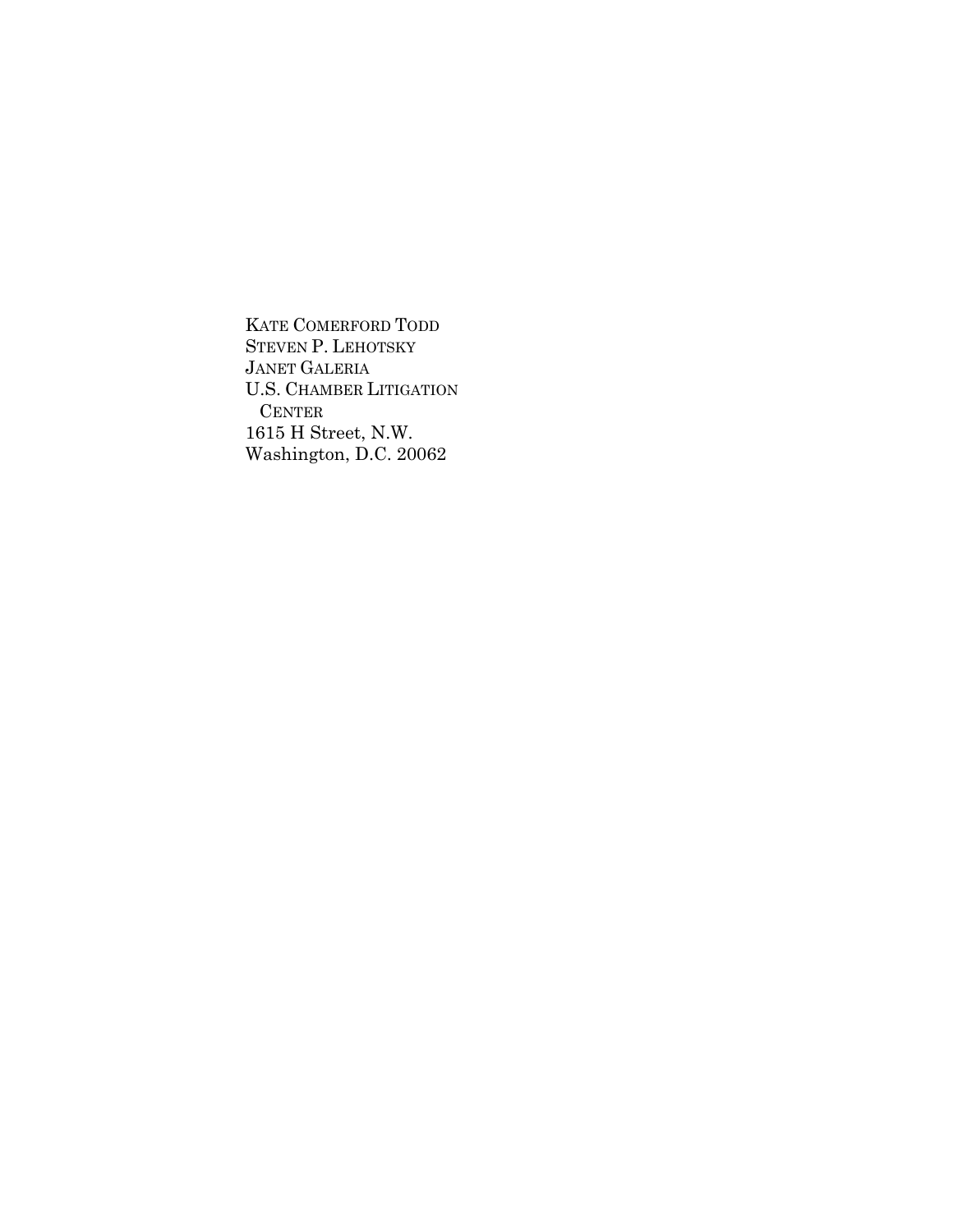KATE COMERFORD TODD
STEVEN P. LEHOTSKY
JANET GALERIA
U.S. CHAMBER LITIGATION
CENTER
1615 H Street, N.W.
Washington, D.C. 20062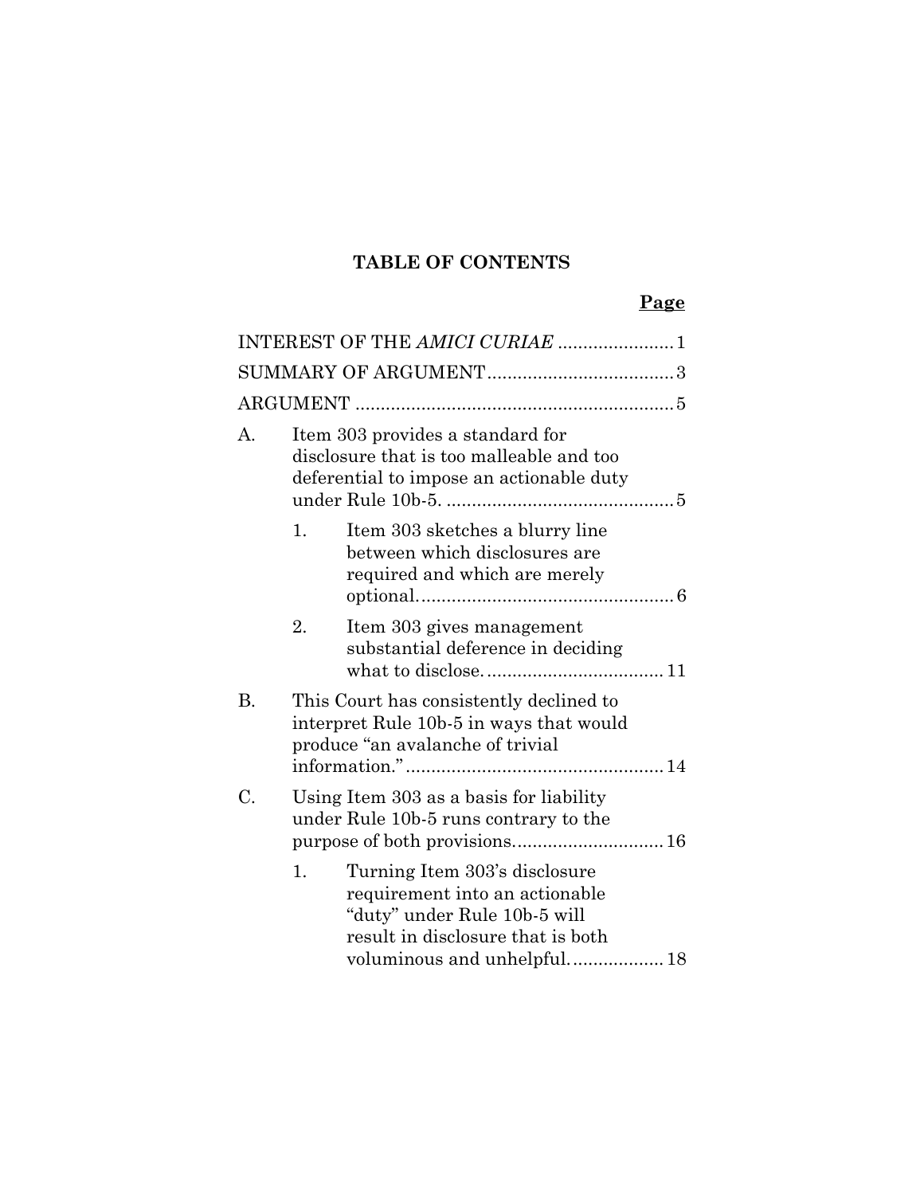**TABLE OF CONTENTS**

**Page**

INTEREST OF THE *AMICI CURIAE* ....................... 1

SUMMARY OF ARGUMENT..................................... 3

ARGUMENT ............................................................... 5

A. Item 303 provides a standard for disclosure that is too malleable and too deferential to impose an actionable duty under Rule 10b-5. ............................................ 5

   1. Item 303 sketches a blurry line between which disclosures are required and which are merely optional.................................................. 6

   2. Item 303 gives management substantial deference in deciding what to disclose. .................................. 11

B. This Court has consistently declined to interpret Rule 10b-5 in ways that would produce "an avalanche of trivial information." .................................................. 14

C. Using Item 303 as a basis for liability under Rule 10b-5 runs contrary to the purpose of both provisions............................. 16

   1. Turning Item 303's disclosure requirement into an actionable "duty" under Rule 10b-5 will result in disclosure that is both voluminous and unhelpful.................. 18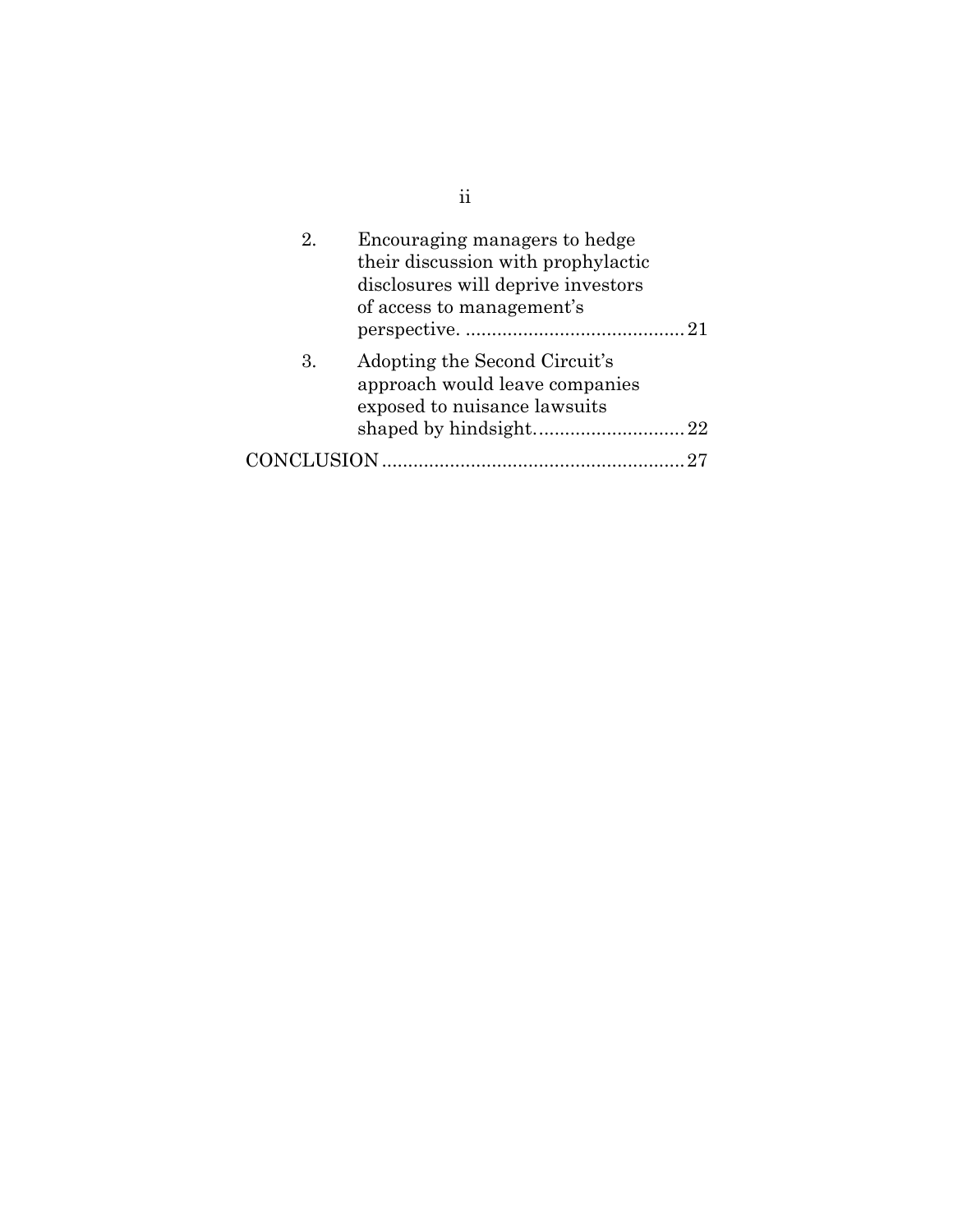2. Encouraging managers to hedge their discussion with prophylactic disclosures will deprive investors of access to management's perspective. .......................................... 21

3. Adopting the Second Circuit's approach would leave companies exposed to nuisance lawsuits shaped by hindsight. ............................ 22

CONCLUSION ......................................................... 27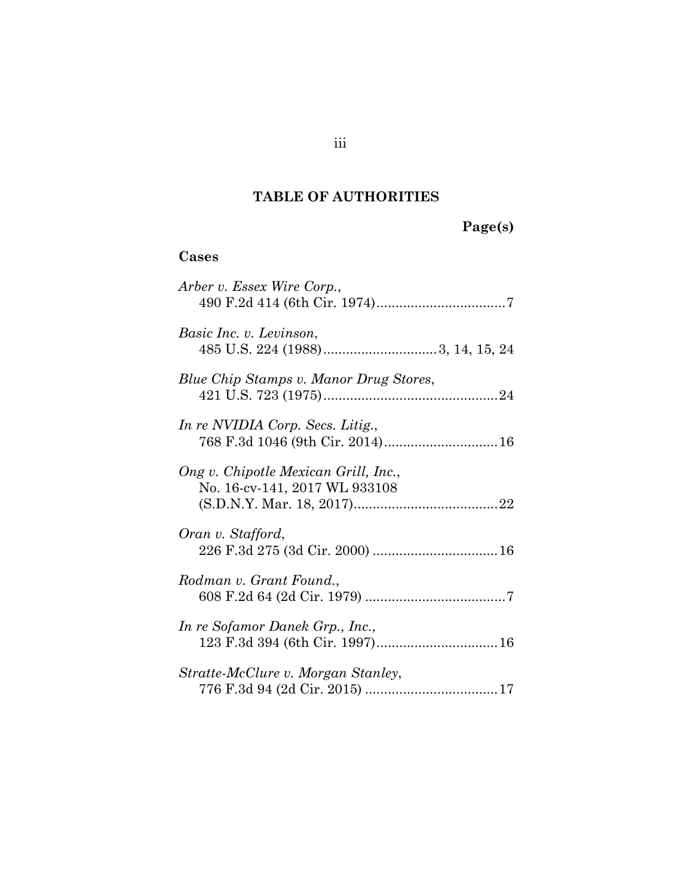## TABLE OF AUTHORITIES

**Page(s)**

### Cases

*Arber v. Essex Wire Corp.*, 490 F.2d 414 (6th Cir. 1974) .......... 7

*Basic Inc. v. Levinson*, 485 U.S. 224 (1988) .......... 3, 14, 15, 24

*Blue Chip Stamps v. Manor Drug Stores*, 421 U.S. 723 (1975) .......... 24

*In re NVIDIA Corp. Secs. Litig.*, 768 F.3d 1046 (9th Cir. 2014) .......... 16

*Ong v. Chipotle Mexican Grill, Inc.*, No. 16-cv-141, 2017 WL 933108 (S.D.N.Y. Mar. 18, 2017) .......... 22

*Oran v. Stafford*, 226 F.3d 275 (3d Cir. 2000) .......... 16

*Rodman v. Grant Found.*, 608 F.2d 64 (2d Cir. 1979) .......... 7

*In re Sofamor Danek Grp., Inc.*, 123 F.3d 394 (6th Cir. 1997) .......... 16

*Stratte-McClure v. Morgan Stanley*, 776 F.3d 94 (2d Cir. 2015) .......... 17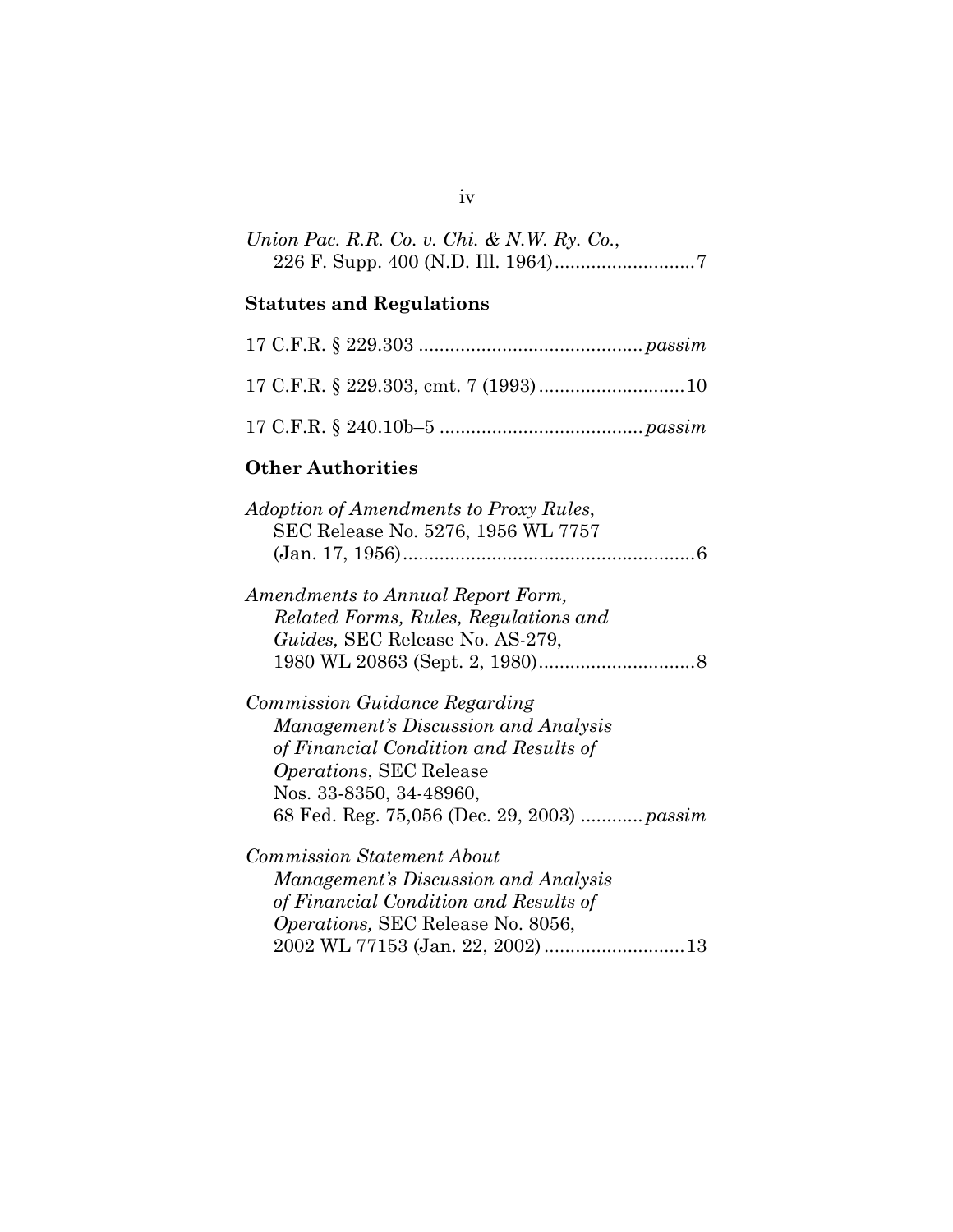*Union Pac. R.R. Co. v. Chi. & N.W. Ry. Co.*, 226 F. Supp. 400 (N.D. Ill. 1964)...........................7

**Statutes and Regulations**

17 C.F.R. § 229.303 ..........................................*passim*

17 C.F.R. § 229.303, cmt. 7 (1993)............................10

17 C.F.R. § 240.10b–5 .......................................*passim*

**Other Authorities**

*Adoption of Amendments to Proxy Rules*, SEC Release No. 5276, 1956 WL 7757 (Jan. 17, 1956)........................................................6

*Amendments to Annual Report Form, Related Forms, Rules, Regulations and Guides,* SEC Release No. AS-279, 1980 WL 20863 (Sept. 2, 1980)..............................8

*Commission Guidance Regarding Management's Discussion and Analysis of Financial Condition and Results of Operations*, SEC Release Nos. 33-8350, 34-48960, 68 Fed. Reg. 75,056 (Dec. 29, 2003) ............*passim*

*Commission Statement About Management's Discussion and Analysis of Financial Condition and Results of Operations,* SEC Release No. 8056, 2002 WL 77153 (Jan. 22, 2002)...........................13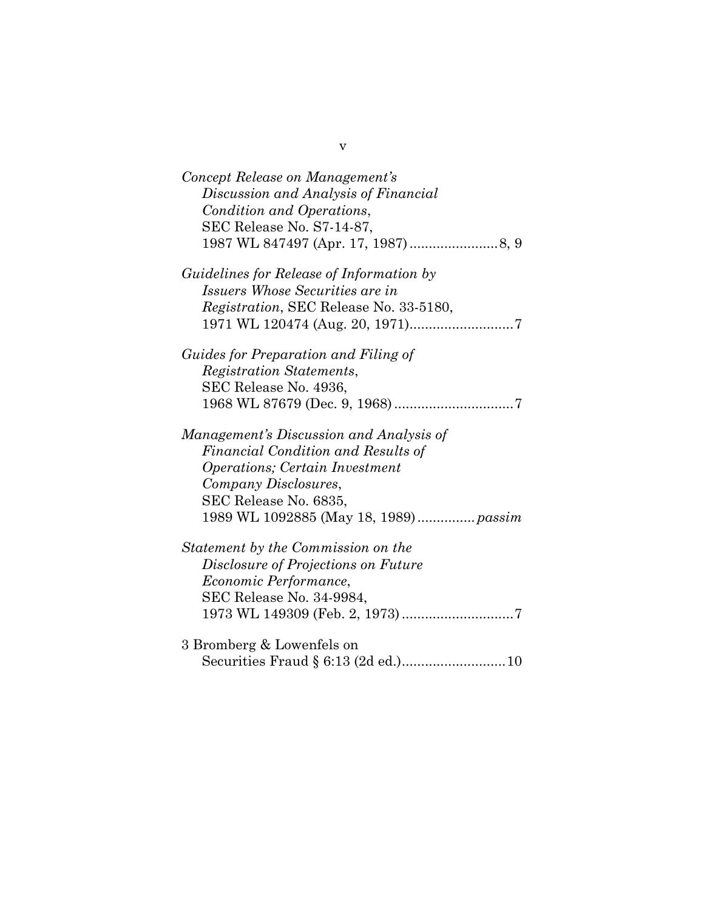*Concept Release on Management's Discussion and Analysis of Financial Condition and Operations*, SEC Release No. S7-14-87, 1987 WL 847497 (Apr. 17, 1987) ....................... 8, 9

*Guidelines for Release of Information by Issuers Whose Securities are in Registration*, SEC Release No. 33-5180, 1971 WL 120474 (Aug. 20, 1971) ........................... 7

*Guides for Preparation and Filing of Registration Statements*, SEC Release No. 4936, 1968 WL 87679 (Dec. 9, 1968) ............................... 7

*Management's Discussion and Analysis of Financial Condition and Results of Operations; Certain Investment Company Disclosures*, SEC Release No. 6835, 1989 WL 1092885 (May 18, 1989) ............... *passim*

*Statement by the Commission on the Disclosure of Projections on Future Economic Performance*, SEC Release No. 34-9984, 1973 WL 149309 (Feb. 2, 1973) ............................. 7

3 Bromberg & Lowenfels on Securities Fraud § 6:13 (2d ed.) ........................... 10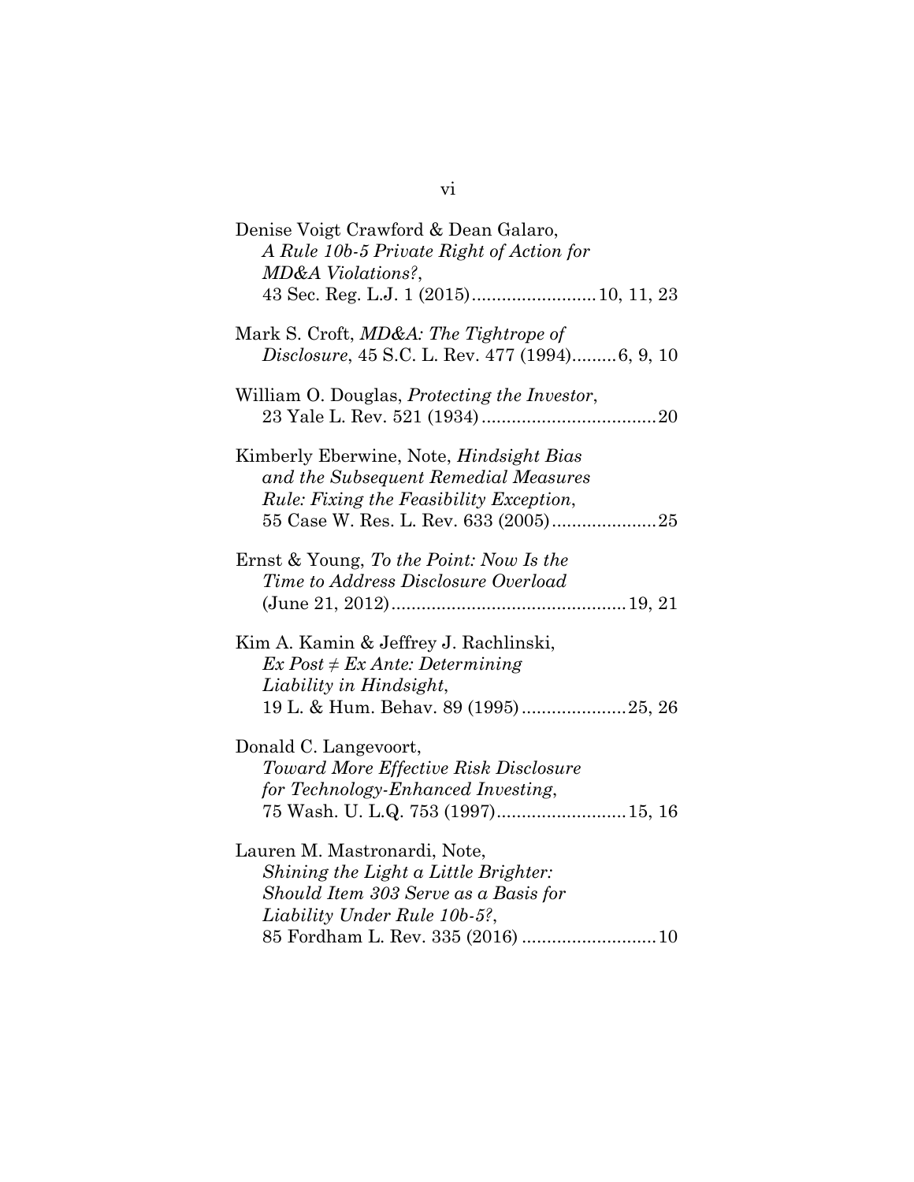Denise Voigt Crawford & Dean Galaro, *A Rule 10b-5 Private Right of Action for MD&A Violations?*, 43 Sec. Reg. L.J. 1 (2015).........................10, 11, 23

Mark S. Croft, *MD&A: The Tightrope of Disclosure*, 45 S.C. L. Rev. 477 (1994).........6, 9, 10

William O. Douglas, *Protecting the Investor*, 23 Yale L. Rev. 521 (1934)...................................20

Kimberly Eberwine, Note, *Hindsight Bias and the Subsequent Remedial Measures Rule: Fixing the Feasibility Exception*, 55 Case W. Res. L. Rev. 633 (2005).....................25

Ernst & Young, *To the Point: Now Is the Time to Address Disclosure Overload* (June 21, 2012)..............................................19, 21

Kim A. Kamin & Jeffrey J. Rachlinski, *Ex Post ≠ Ex Ante: Determining Liability in Hindsight*, 19 L. & Hum. Behav. 89 (1995).....................25, 26

Donald C. Langevoort, *Toward More Effective Risk Disclosure for Technology-Enhanced Investing*, 75 Wash. U. L.Q. 753 (1997)..........................15, 16

Lauren M. Mastronardi, Note, *Shining the Light a Little Brighter: Should Item 303 Serve as a Basis for Liability Under Rule 10b-5?*, 85 Fordham L. Rev. 335 (2016) ...........................10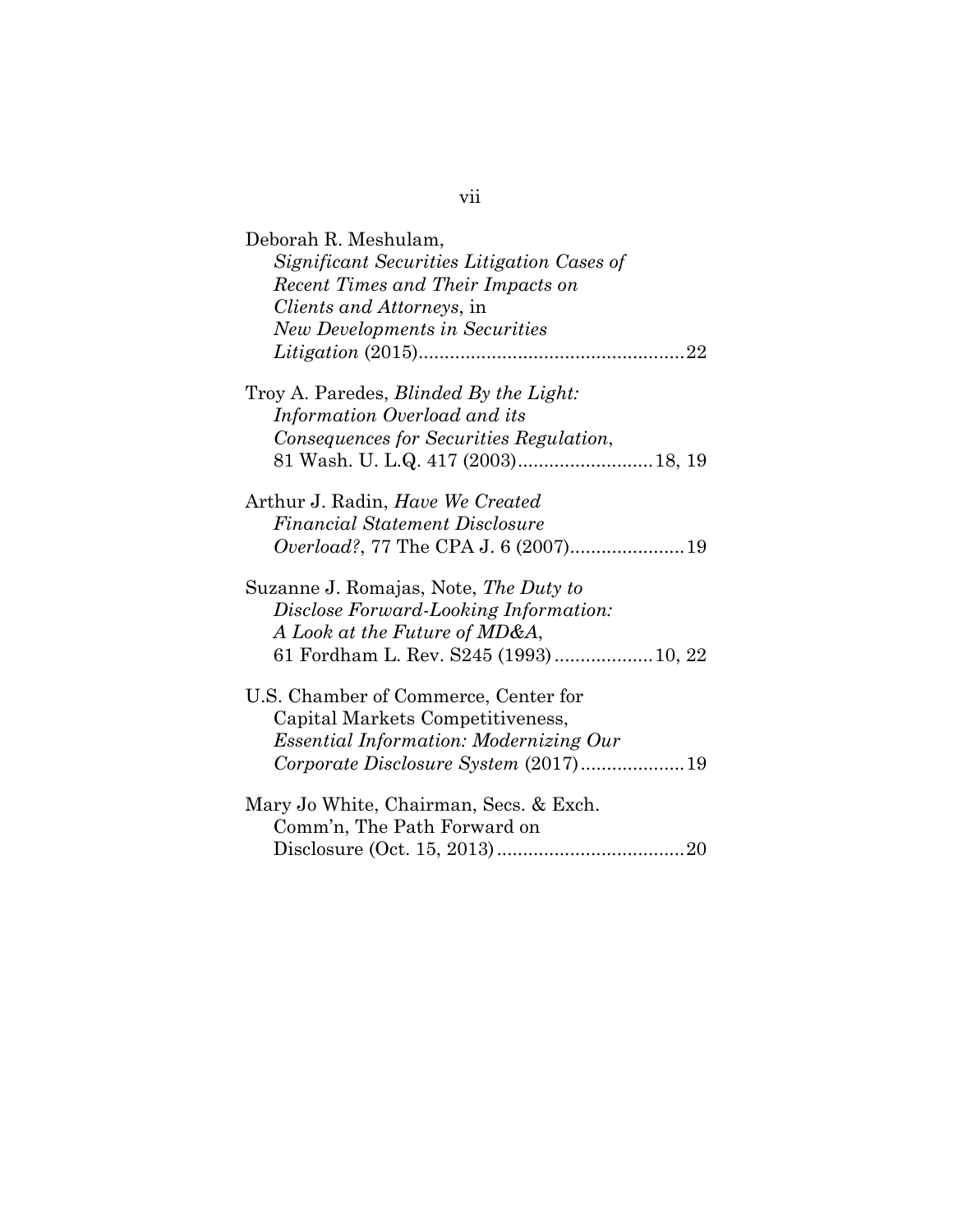Deborah R. Meshulam,
*Significant Securities Litigation Cases of Recent Times and Their Impacts on Clients and Attorneys*, in *New Developments in Securities Litigation* (2015)....................................................22

Troy A. Paredes, *Blinded By the Light: Information Overload and its Consequences for Securities Regulation*, 81 Wash. U. L.Q. 417 (2003)..........................18, 19

Arthur J. Radin, *Have We Created Financial Statement Disclosure Overload?*, 77 The CPA J. 6 (2007)......................19

Suzanne J. Romajas, Note, *The Duty to Disclose Forward-Looking Information: A Look at the Future of MD&A*, 61 Fordham L. Rev. S245 (1993)...................10, 22

U.S. Chamber of Commerce, Center for Capital Markets Competitiveness, *Essential Information: Modernizing Our Corporate Disclosure System* (2017)....................19

Mary Jo White, Chairman, Secs. & Exch. Comm'n, The Path Forward on Disclosure (Oct. 15, 2013)....................................20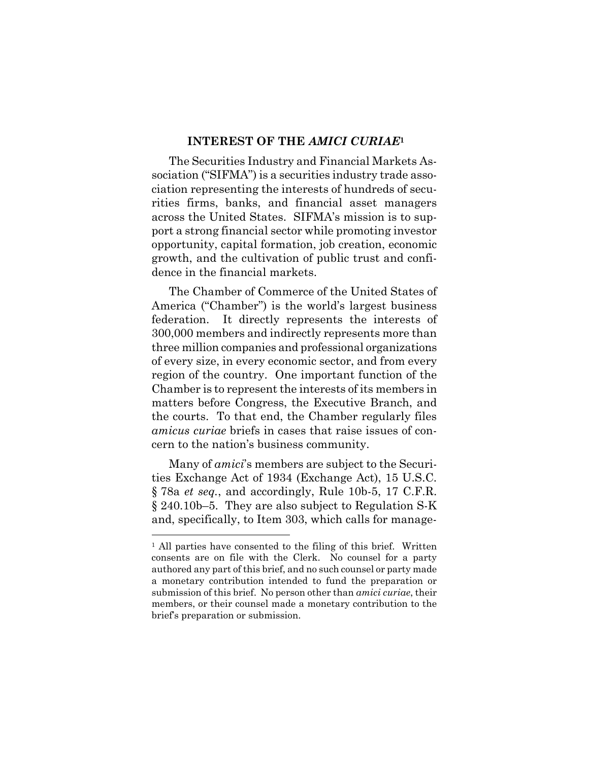## INTEREST OF THE *AMICI CURIAE*[1]

The Securities Industry and Financial Markets Association ("SIFMA") is a securities industry trade association representing the interests of hundreds of securities firms, banks, and financial asset managers across the United States. SIFMA's mission is to support a strong financial sector while promoting investor opportunity, capital formation, job creation, economic growth, and the cultivation of public trust and confidence in the financial markets.

The Chamber of Commerce of the United States of America ("Chamber") is the world's largest business federation. It directly represents the interests of 300,000 members and indirectly represents more than three million companies and professional organizations of every size, in every economic sector, and from every region of the country. One important function of the Chamber is to represent the interests of its members in matters before Congress, the Executive Branch, and the courts. To that end, the Chamber regularly files *amicus curiae* briefs in cases that raise issues of concern to the nation's business community.

Many of *amici*'s members are subject to the Securities Exchange Act of 1934 (Exchange Act), 15 U.S.C. § 78a *et seq.*, and accordingly, Rule 10b-5, 17 C.F.R. § 240.10b–5. They are also subject to Regulation S-K and, specifically, to Item 303, which calls for manage-

---

[1] All parties have consented to the filing of this brief. Written consents are on file with the Clerk. No counsel for a party authored any part of this brief, and no such counsel or party made a monetary contribution intended to fund the preparation or submission of this brief. No person other than *amici curiae*, their members, or their counsel made a monetary contribution to the brief's preparation or submission.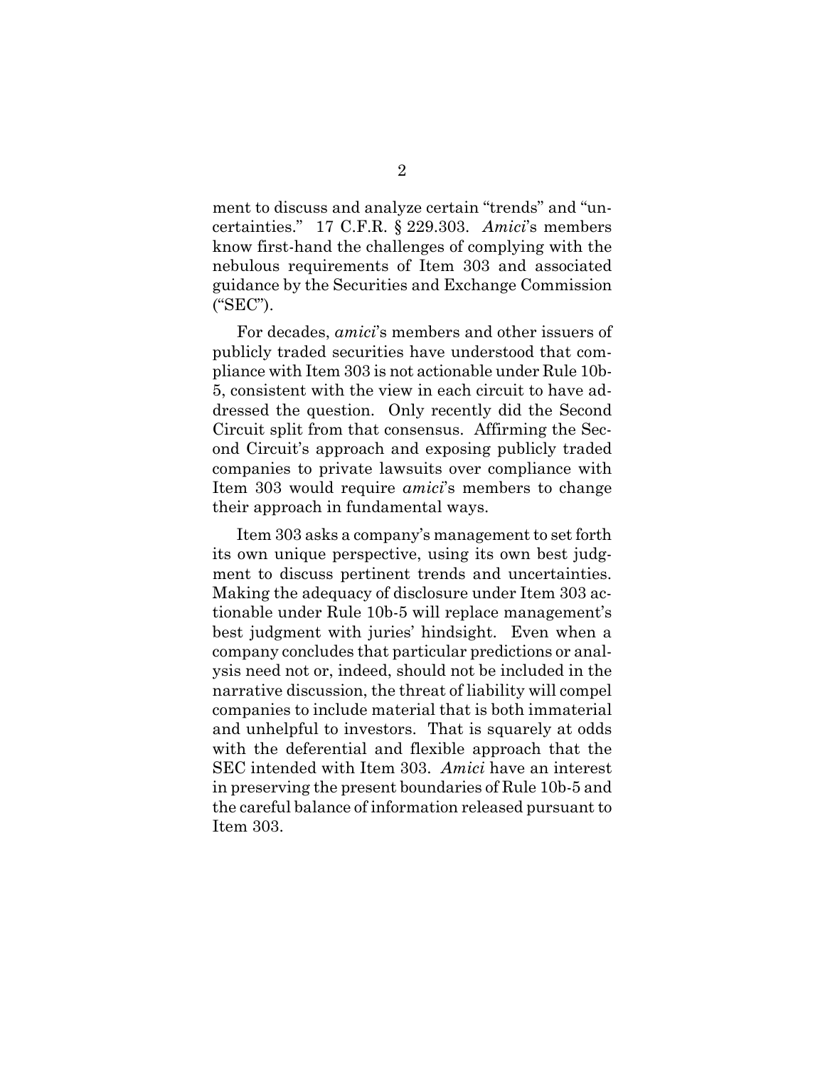ment to discuss and analyze certain "trends" and "uncertainties." 17 C.F.R. § 229.303. *Amici*'s members know first-hand the challenges of complying with the nebulous requirements of Item 303 and associated guidance by the Securities and Exchange Commission ("SEC").

For decades, *amici*'s members and other issuers of publicly traded securities have understood that compliance with Item 303 is not actionable under Rule 10b-5, consistent with the view in each circuit to have addressed the question. Only recently did the Second Circuit split from that consensus. Affirming the Second Circuit's approach and exposing publicly traded companies to private lawsuits over compliance with Item 303 would require *amici*'s members to change their approach in fundamental ways.

Item 303 asks a company's management to set forth its own unique perspective, using its own best judgment to discuss pertinent trends and uncertainties. Making the adequacy of disclosure under Item 303 actionable under Rule 10b-5 will replace management's best judgment with juries' hindsight. Even when a company concludes that particular predictions or analysis need not or, indeed, should not be included in the narrative discussion, the threat of liability will compel companies to include material that is both immaterial and unhelpful to investors. That is squarely at odds with the deferential and flexible approach that the SEC intended with Item 303. *Amici* have an interest in preserving the present boundaries of Rule 10b-5 and the careful balance of information released pursuant to Item 303.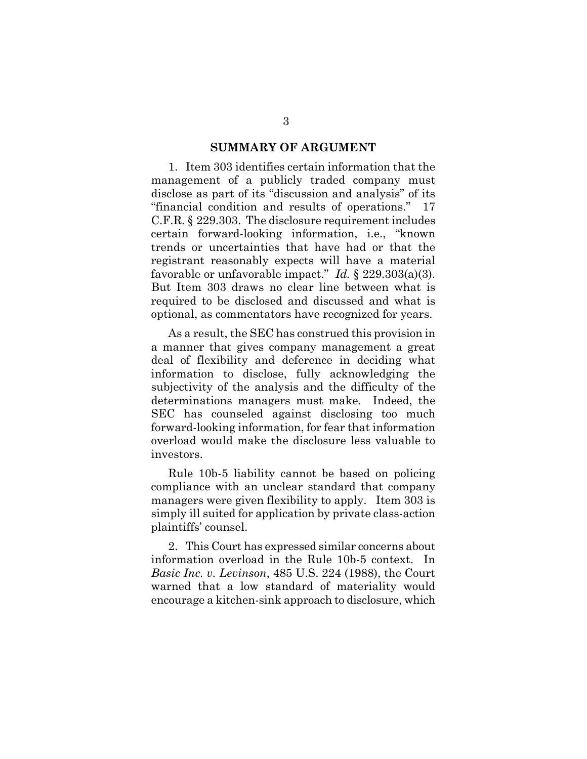## SUMMARY OF ARGUMENT

1. Item 303 identifies certain information that the management of a publicly traded company must disclose as part of its "discussion and analysis" of its "financial condition and results of operations." 17 C.F.R. § 229.303. The disclosure requirement includes certain forward-looking information, i.e., "known trends or uncertainties that have had or that the registrant reasonably expects will have a material favorable or unfavorable impact." *Id.* § 229.303(a)(3). But Item 303 draws no clear line between what is required to be disclosed and discussed and what is optional, as commentators have recognized for years.

As a result, the SEC has construed this provision in a manner that gives company management a great deal of flexibility and deference in deciding what information to disclose, fully acknowledging the subjectivity of the analysis and the difficulty of the determinations managers must make. Indeed, the SEC has counseled against disclosing too much forward-looking information, for fear that information overload would make the disclosure less valuable to investors.

Rule 10b-5 liability cannot be based on policing compliance with an unclear standard that company managers were given flexibility to apply. Item 303 is simply ill suited for application by private class-action plaintiffs' counsel.

2. This Court has expressed similar concerns about information overload in the Rule 10b-5 context. In *Basic Inc. v. Levinson*, 485 U.S. 224 (1988), the Court warned that a low standard of materiality would encourage a kitchen-sink approach to disclosure, which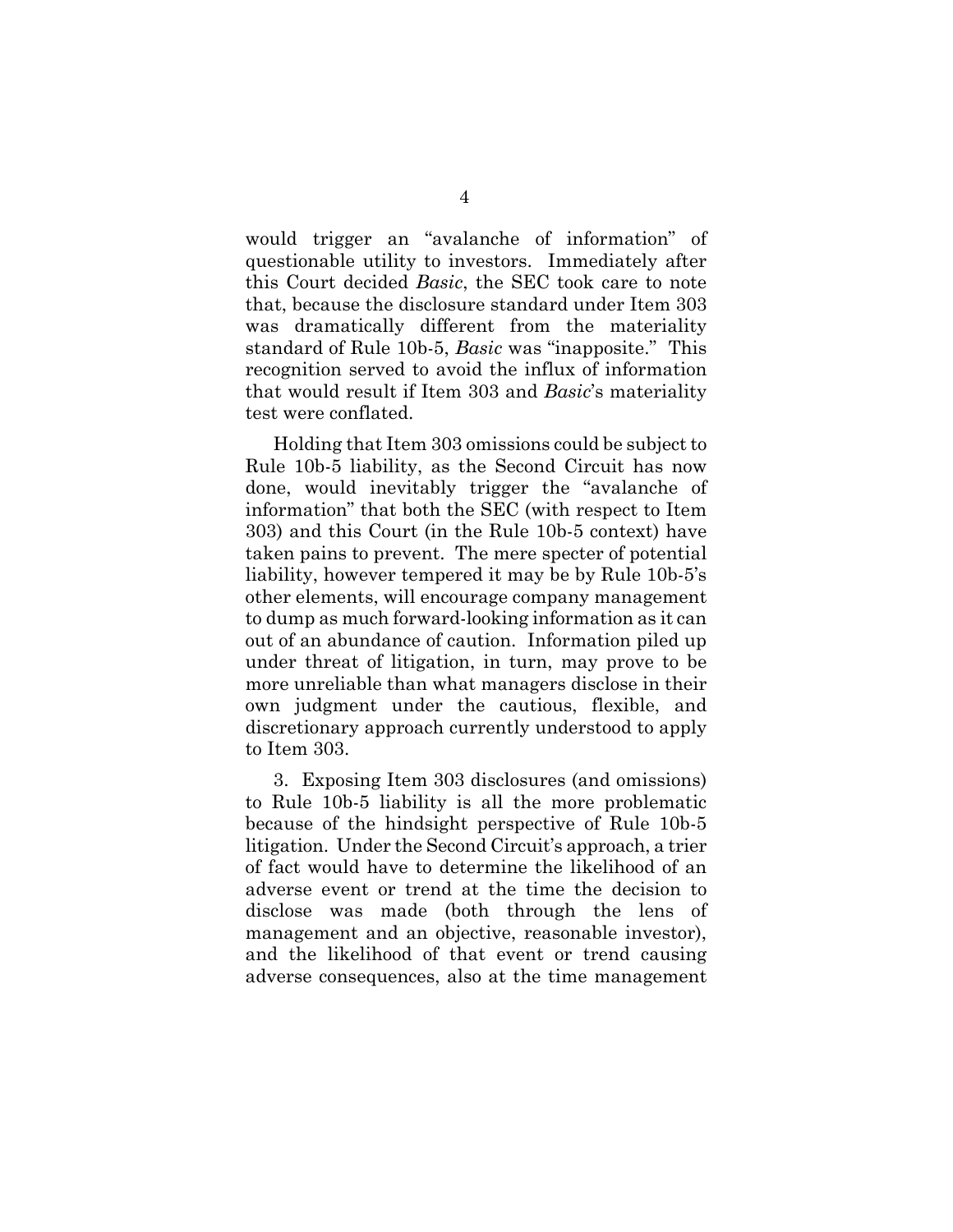would trigger an "avalanche of information" of questionable utility to investors. Immediately after this Court decided *Basic*, the SEC took care to note that, because the disclosure standard under Item 303 was dramatically different from the materiality standard of Rule 10b-5, *Basic* was "inapposite." This recognition served to avoid the influx of information that would result if Item 303 and *Basic*'s materiality test were conflated.

Holding that Item 303 omissions could be subject to Rule 10b-5 liability, as the Second Circuit has now done, would inevitably trigger the "avalanche of information" that both the SEC (with respect to Item 303) and this Court (in the Rule 10b-5 context) have taken pains to prevent. The mere specter of potential liability, however tempered it may be by Rule 10b-5's other elements, will encourage company management to dump as much forward-looking information as it can out of an abundance of caution. Information piled up under threat of litigation, in turn, may prove to be more unreliable than what managers disclose in their own judgment under the cautious, flexible, and discretionary approach currently understood to apply to Item 303.

3. Exposing Item 303 disclosures (and omissions) to Rule 10b-5 liability is all the more problematic because of the hindsight perspective of Rule 10b-5 litigation. Under the Second Circuit's approach, a trier of fact would have to determine the likelihood of an adverse event or trend at the time the decision to disclose was made (both through the lens of management and an objective, reasonable investor), and the likelihood of that event or trend causing adverse consequences, also at the time management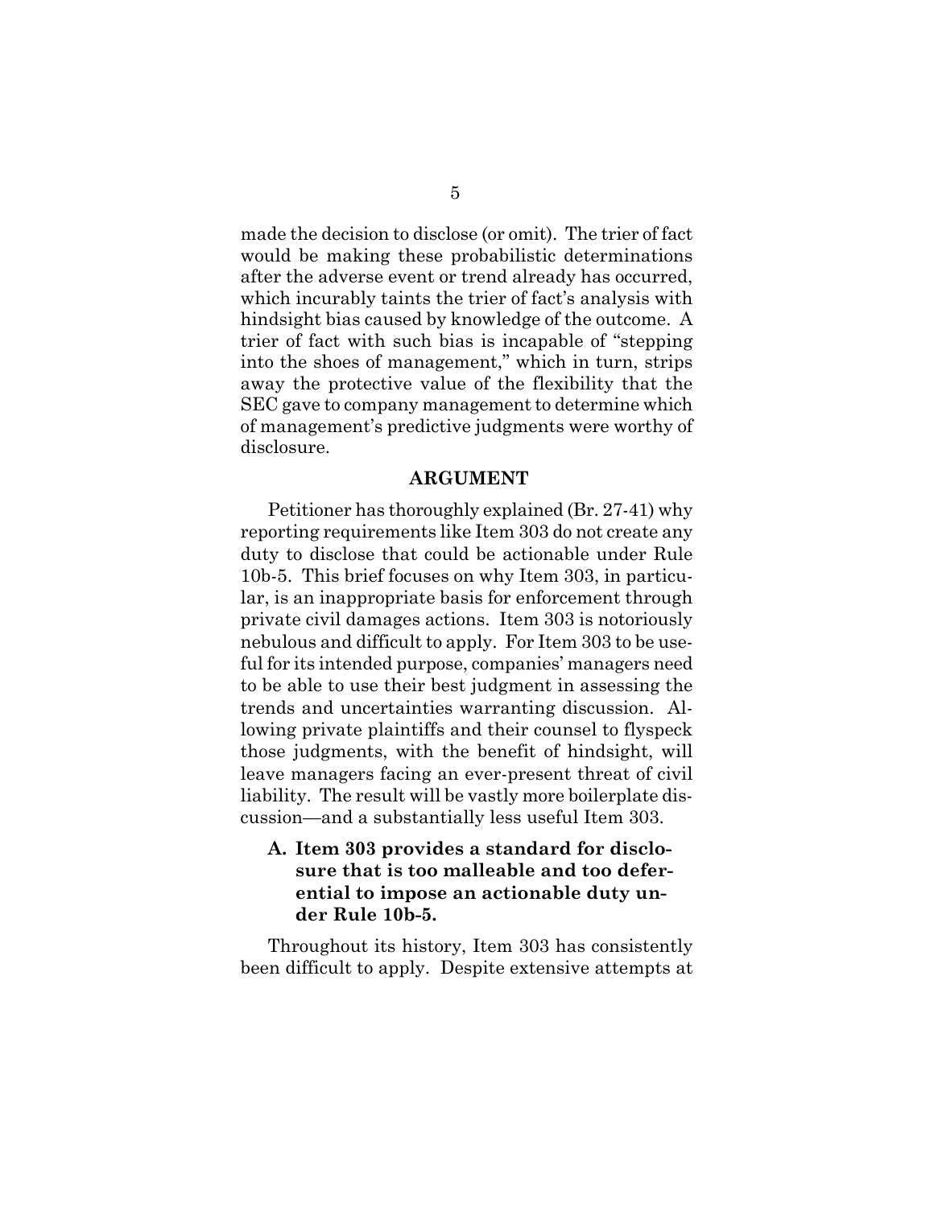made the decision to disclose (or omit). The trier of fact would be making these probabilistic determinations after the adverse event or trend already has occurred, which incurably taints the trier of fact's analysis with hindsight bias caused by knowledge of the outcome. A trier of fact with such bias is incapable of "stepping into the shoes of management," which in turn, strips away the protective value of the flexibility that the SEC gave to company management to determine which of management's predictive judgments were worthy of disclosure.

## ARGUMENT

Petitioner has thoroughly explained (Br. 27-41) why reporting requirements like Item 303 do not create any duty to disclose that could be actionable under Rule 10b-5. This brief focuses on why Item 303, in particular, is an inappropriate basis for enforcement through private civil damages actions. Item 303 is notoriously nebulous and difficult to apply. For Item 303 to be useful for its intended purpose, companies' managers need to be able to use their best judgment in assessing the trends and uncertainties warranting discussion. Allowing private plaintiffs and their counsel to flyspeck those judgments, with the benefit of hindsight, will leave managers facing an ever-present threat of civil liability. The result will be vastly more boilerplate discussion—and a substantially less useful Item 303.

### A. Item 303 provides a standard for disclosure that is too malleable and too deferential to impose an actionable duty under Rule 10b-5.

Throughout its history, Item 303 has consistently been difficult to apply. Despite extensive attempts at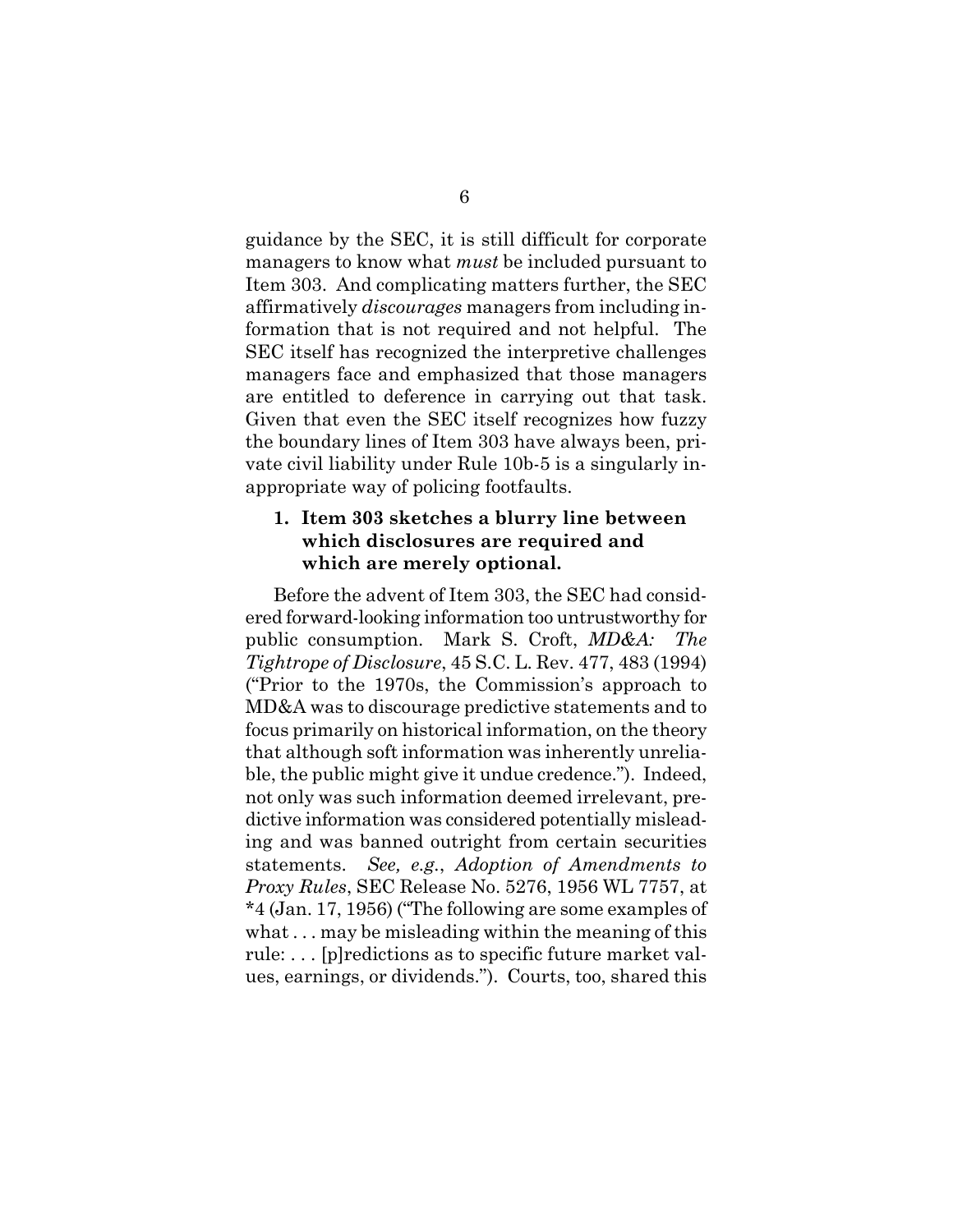guidance by the SEC, it is still difficult for corporate managers to know what *must* be included pursuant to Item 303. And complicating matters further, the SEC affirmatively *discourages* managers from including information that is not required and not helpful. The SEC itself has recognized the interpretive challenges managers face and emphasized that those managers are entitled to deference in carrying out that task. Given that even the SEC itself recognizes how fuzzy the boundary lines of Item 303 have always been, private civil liability under Rule 10b-5 is a singularly inappropriate way of policing footfaults.

### 1. Item 303 sketches a blurry line between which disclosures are required and which are merely optional.

Before the advent of Item 303, the SEC had considered forward-looking information too untrustworthy for public consumption. Mark S. Croft, *MD&A: The Tightrope of Disclosure*, 45 S.C. L. Rev. 477, 483 (1994) ("Prior to the 1970s, the Commission's approach to MD&A was to discourage predictive statements and to focus primarily on historical information, on the theory that although soft information was inherently unreliable, the public might give it undue credence."). Indeed, not only was such information deemed irrelevant, predictive information was considered potentially misleading and was banned outright from certain securities statements. *See, e.g.*, *Adoption of Amendments to Proxy Rules*, SEC Release No. 5276, 1956 WL 7757, at *4 (Jan. 17, 1956) ("The following are some examples of what . . . may be misleading within the meaning of this rule: . . . [p]redictions as to specific future market values, earnings, or dividends."). Courts, too, shared this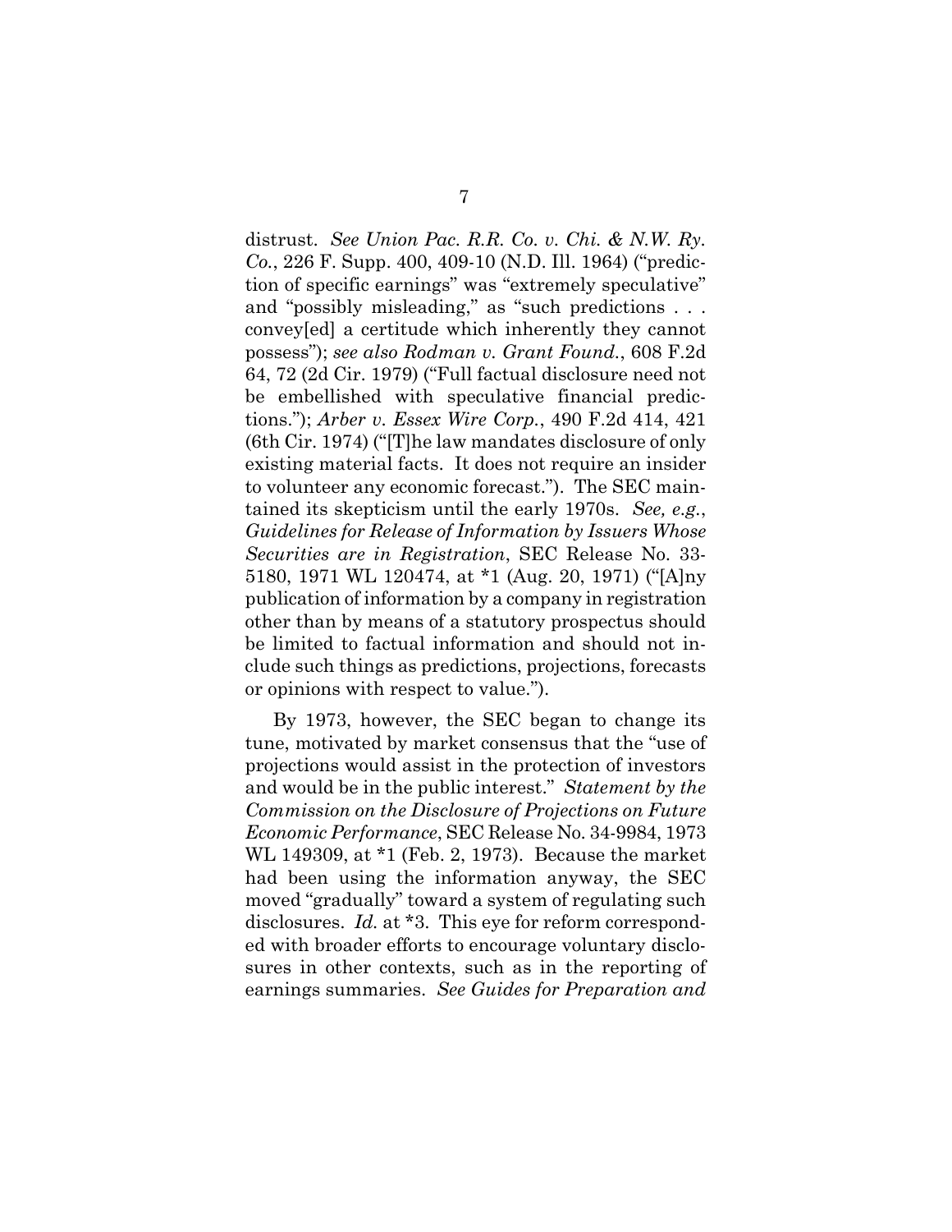distrust. *See Union Pac. R.R. Co. v. Chi. & N.W. Ry. Co.*, 226 F. Supp. 400, 409-10 (N.D. Ill. 1964) ("prediction of specific earnings" was "extremely speculative" and "possibly misleading," as "such predictions . . . convey[ed] a certitude which inherently they cannot possess"); *see also Rodman v. Grant Found.*, 608 F.2d 64, 72 (2d Cir. 1979) ("Full factual disclosure need not be embellished with speculative financial predictions."); *Arber v. Essex Wire Corp.*, 490 F.2d 414, 421 (6th Cir. 1974) ("[T]he law mandates disclosure of only existing material facts. It does not require an insider to volunteer any economic forecast."). The SEC maintained its skepticism until the early 1970s. *See, e.g.*, *Guidelines for Release of Information by Issuers Whose Securities are in Registration*, SEC Release No. 33-5180, 1971 WL 120474, at *1 (Aug. 20, 1971) ("[A]ny publication of information by a company in registration other than by means of a statutory prospectus should be limited to factual information and should not include such things as predictions, projections, forecasts or opinions with respect to value.").

By 1973, however, the SEC began to change its tune, motivated by market consensus that the "use of projections would assist in the protection of investors and would be in the public interest." *Statement by the Commission on the Disclosure of Projections on Future Economic Performance*, SEC Release No. 34-9984, 1973 WL 149309, at *1 (Feb. 2, 1973). Because the market had been using the information anyway, the SEC moved "gradually" toward a system of regulating such disclosures. *Id.* at *3. This eye for reform corresponded with broader efforts to encourage voluntary disclosures in other contexts, such as in the reporting of earnings summaries. *See Guides for Preparation and*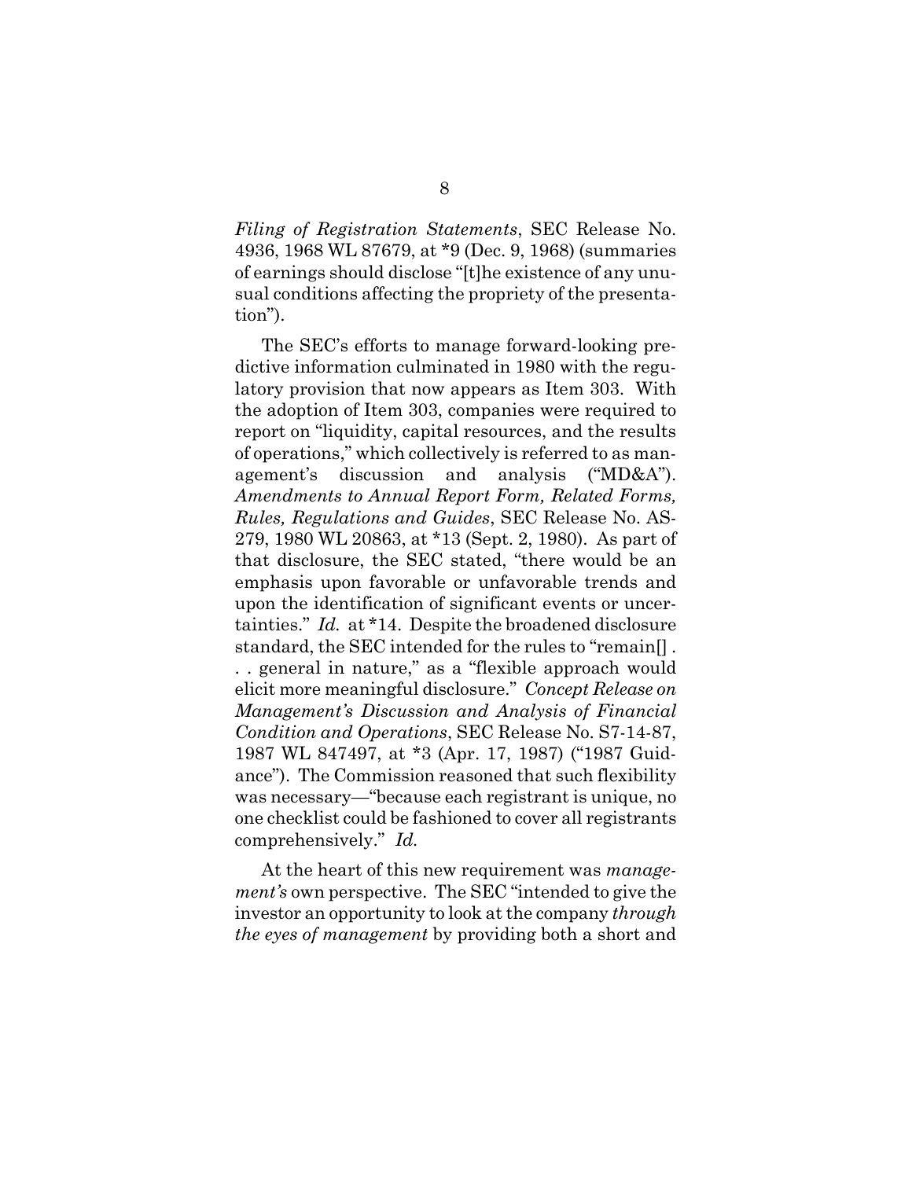*Filing of Registration Statements*, SEC Release No. 4936, 1968 WL 87679, at *9 (Dec. 9, 1968) (summaries of earnings should disclose "[t]he existence of any unusual conditions affecting the propriety of the presentation").

The SEC's efforts to manage forward-looking predictive information culminated in 1980 with the regulatory provision that now appears as Item 303. With the adoption of Item 303, companies were required to report on "liquidity, capital resources, and the results of operations," which collectively is referred to as management's discussion and analysis ("MD&A"). *Amendments to Annual Report Form, Related Forms, Rules, Regulations and Guides*, SEC Release No. AS-279, 1980 WL 20863, at *13 (Sept. 2, 1980). As part of that disclosure, the SEC stated, "there would be an emphasis upon favorable or unfavorable trends and upon the identification of significant events or uncertainties." *Id.* at *14. Despite the broadened disclosure standard, the SEC intended for the rules to "remain[] . . . general in nature," as a "flexible approach would elicit more meaningful disclosure." *Concept Release on Management's Discussion and Analysis of Financial Condition and Operations*, SEC Release No. S7-14-87, 1987 WL 847497, at *3 (Apr. 17, 1987) ("1987 Guidance"). The Commission reasoned that such flexibility was necessary—"because each registrant is unique, no one checklist could be fashioned to cover all registrants comprehensively." *Id.*

At the heart of this new requirement was *management's* own perspective. The SEC "intended to give the investor an opportunity to look at the company *through the eyes of management* by providing both a short and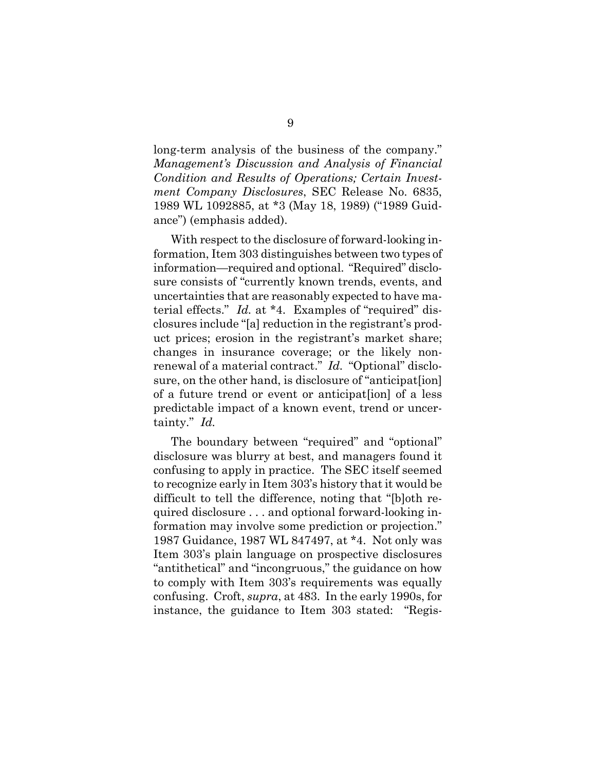long-term analysis of the business of the company." *Management's Discussion and Analysis of Financial Condition and Results of Operations; Certain Investment Company Disclosures*, SEC Release No. 6835, 1989 WL 1092885, at *3 (May 18, 1989) ("1989 Guidance") (emphasis added).

With respect to the disclosure of forward-looking information, Item 303 distinguishes between two types of information—required and optional. "Required" disclosure consists of "currently known trends, events, and uncertainties that are reasonably expected to have material effects." *Id.* at *4. Examples of "required" disclosures include "[a] reduction in the registrant's product prices; erosion in the registrant's market share; changes in insurance coverage; or the likely nonrenewal of a material contract." *Id.* "Optional" disclosure, on the other hand, is disclosure of "anticipat[ion] of a future trend or event or anticipat[ion] of a less predictable impact of a known event, trend or uncertainty." *Id.*

The boundary between "required" and "optional" disclosure was blurry at best, and managers found it confusing to apply in practice. The SEC itself seemed to recognize early in Item 303's history that it would be difficult to tell the difference, noting that "[b]oth required disclosure . . . and optional forward-looking information may involve some prediction or projection." 1987 Guidance, 1987 WL 847497, at *4. Not only was Item 303's plain language on prospective disclosures "antithetical" and "incongruous," the guidance on how to comply with Item 303's requirements was equally confusing. Croft, *supra*, at 483. In the early 1990s, for instance, the guidance to Item 303 stated: "Regis-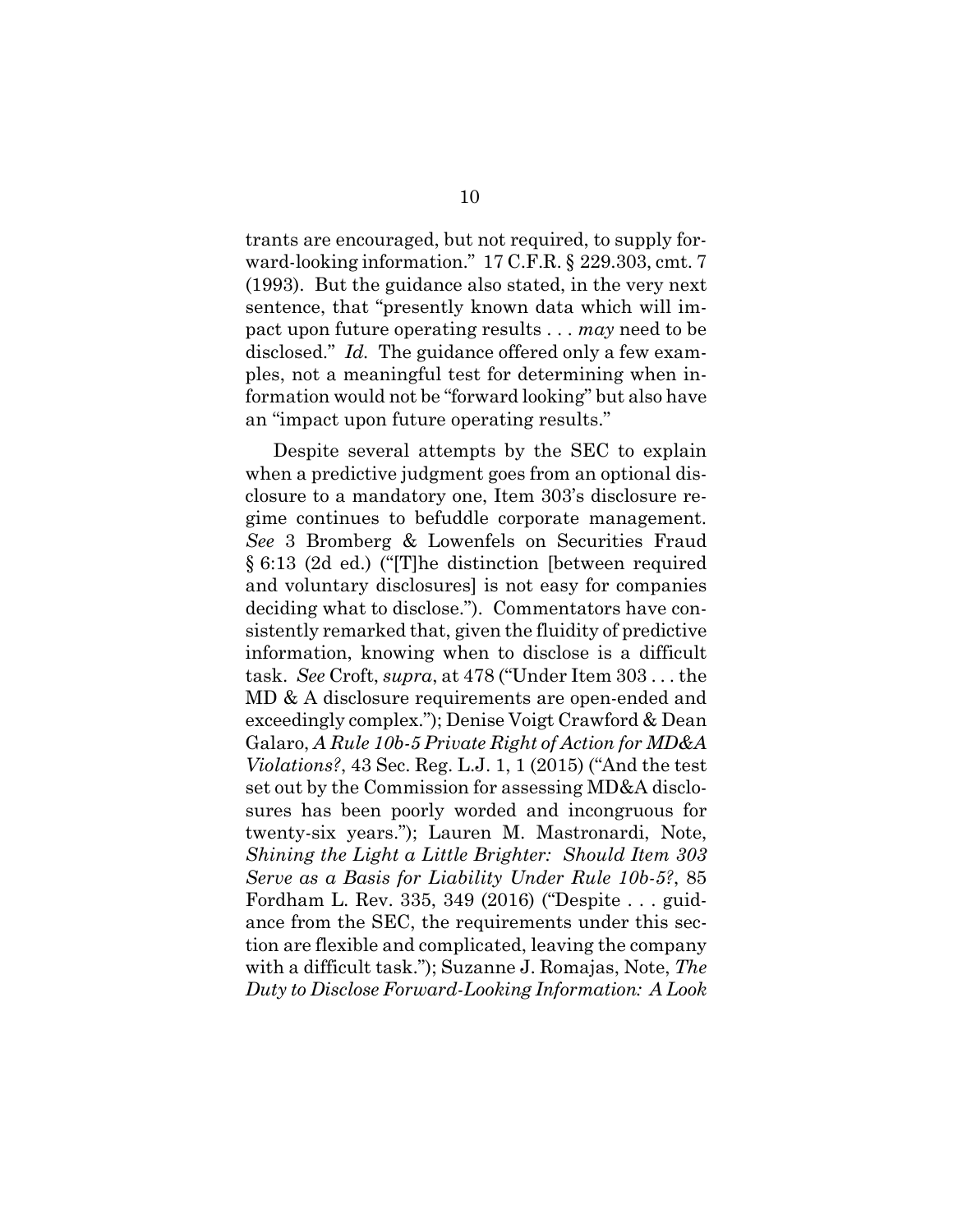trants are encouraged, but not required, to supply forward-looking information." 17 C.F.R. § 229.303, cmt. 7 (1993). But the guidance also stated, in the very next sentence, that "presently known data which will impact upon future operating results . . . *may* need to be disclosed." *Id.* The guidance offered only a few examples, not a meaningful test for determining when information would not be "forward looking" but also have an "impact upon future operating results."

Despite several attempts by the SEC to explain when a predictive judgment goes from an optional disclosure to a mandatory one, Item 303's disclosure regime continues to befuddle corporate management. *See* 3 Bromberg & Lowenfels on Securities Fraud § 6:13 (2d ed.) ("[T]he distinction [between required and voluntary disclosures] is not easy for companies deciding what to disclose."). Commentators have consistently remarked that, given the fluidity of predictive information, knowing when to disclose is a difficult task. *See* Croft, *supra*, at 478 ("Under Item 303 . . . the MD & A disclosure requirements are open-ended and exceedingly complex."); Denise Voigt Crawford & Dean Galaro, *A Rule 10b-5 Private Right of Action for MD&A Violations?*, 43 Sec. Reg. L.J. 1, 1 (2015) ("And the test set out by the Commission for assessing MD&A disclosures has been poorly worded and incongruous for twenty-six years."); Lauren M. Mastronardi, Note, *Shining the Light a Little Brighter: Should Item 303 Serve as a Basis for Liability Under Rule 10b-5?*, 85 Fordham L. Rev. 335, 349 (2016) ("Despite . . . guidance from the SEC, the requirements under this section are flexible and complicated, leaving the company with a difficult task."); Suzanne J. Romajas, Note, *The Duty to Disclose Forward-Looking Information: A Look*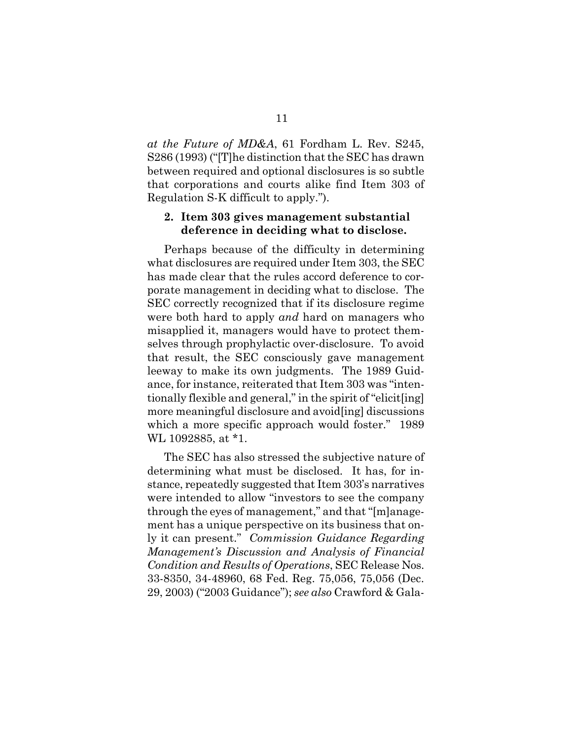*at the Future of MD&A*, 61 Fordham L. Rev. S245, S286 (1993) ("[T]he distinction that the SEC has drawn between required and optional disclosures is so subtle that corporations and courts alike find Item 303 of Regulation S-K difficult to apply.").

**2. Item 303 gives management substantial deference in deciding what to disclose.**

Perhaps because of the difficulty in determining what disclosures are required under Item 303, the SEC has made clear that the rules accord deference to corporate management in deciding what to disclose. The SEC correctly recognized that if its disclosure regime were both hard to apply *and* hard on managers who misapplied it, managers would have to protect themselves through prophylactic over-disclosure. To avoid that result, the SEC consciously gave management leeway to make its own judgments. The 1989 Guidance, for instance, reiterated that Item 303 was "intentionally flexible and general," in the spirit of "elicit[ing] more meaningful disclosure and avoid[ing] discussions which a more specific approach would foster." 1989 WL 1092885, at *1.

The SEC has also stressed the subjective nature of determining what must be disclosed. It has, for instance, repeatedly suggested that Item 303's narratives were intended to allow "investors to see the company through the eyes of management," and that "[m]anagement has a unique perspective on its business that only it can present." *Commission Guidance Regarding Management's Discussion and Analysis of Financial Condition and Results of Operations*, SEC Release Nos. 33-8350, 34-48960, 68 Fed. Reg. 75,056, 75,056 (Dec. 29, 2003) ("2003 Guidance"); *see also* Crawford & Gala-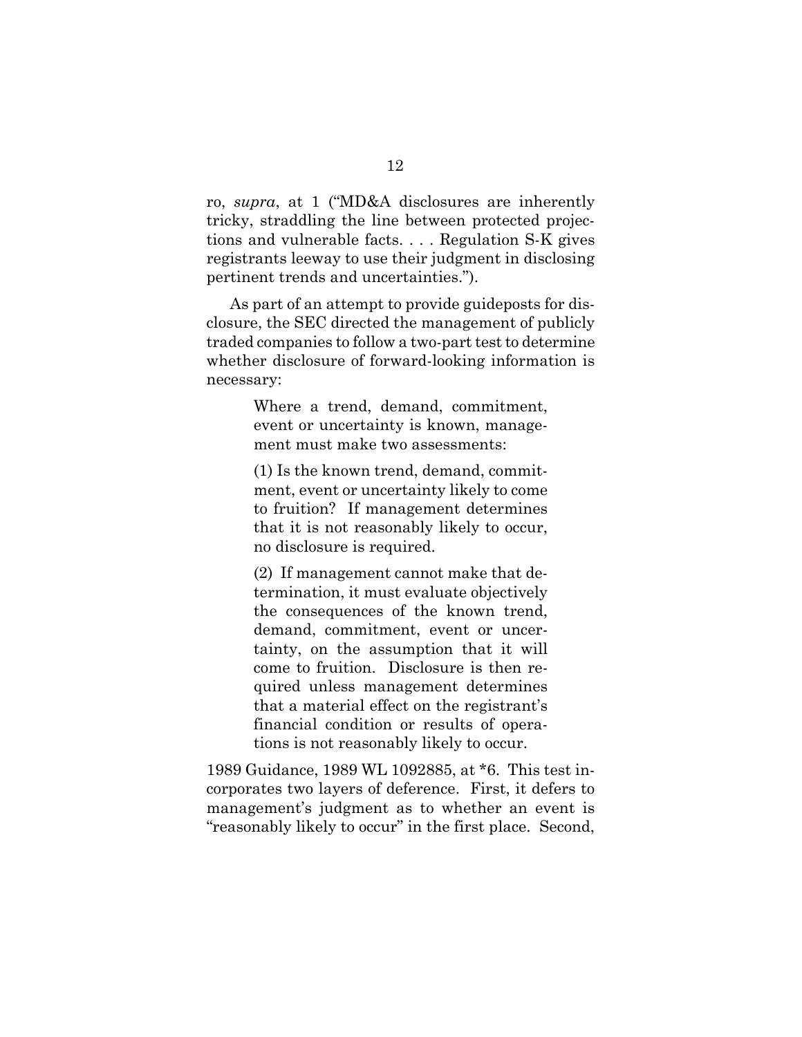ro, *supra*, at 1 ("MD&A disclosures are inherently tricky, straddling the line between protected projections and vulnerable facts. . . . Regulation S-K gives registrants leeway to use their judgment in disclosing pertinent trends and uncertainties.").

As part of an attempt to provide guideposts for disclosure, the SEC directed the management of publicly traded companies to follow a two-part test to determine whether disclosure of forward-looking information is necessary:

> Where a trend, demand, commitment, event or uncertainty is known, management must make two assessments:
>
> (1) Is the known trend, demand, commitment, event or uncertainty likely to come to fruition? If management determines that it is not reasonably likely to occur, no disclosure is required.
>
> (2) If management cannot make that determination, it must evaluate objectively the consequences of the known trend, demand, commitment, event or uncertainty, on the assumption that it will come to fruition. Disclosure is then required unless management determines that a material effect on the registrant's financial condition or results of operations is not reasonably likely to occur.

1989 Guidance, 1989 WL 1092885, at *6. This test incorporates two layers of deference. First, it defers to management's judgment as to whether an event is "reasonably likely to occur" in the first place. Second,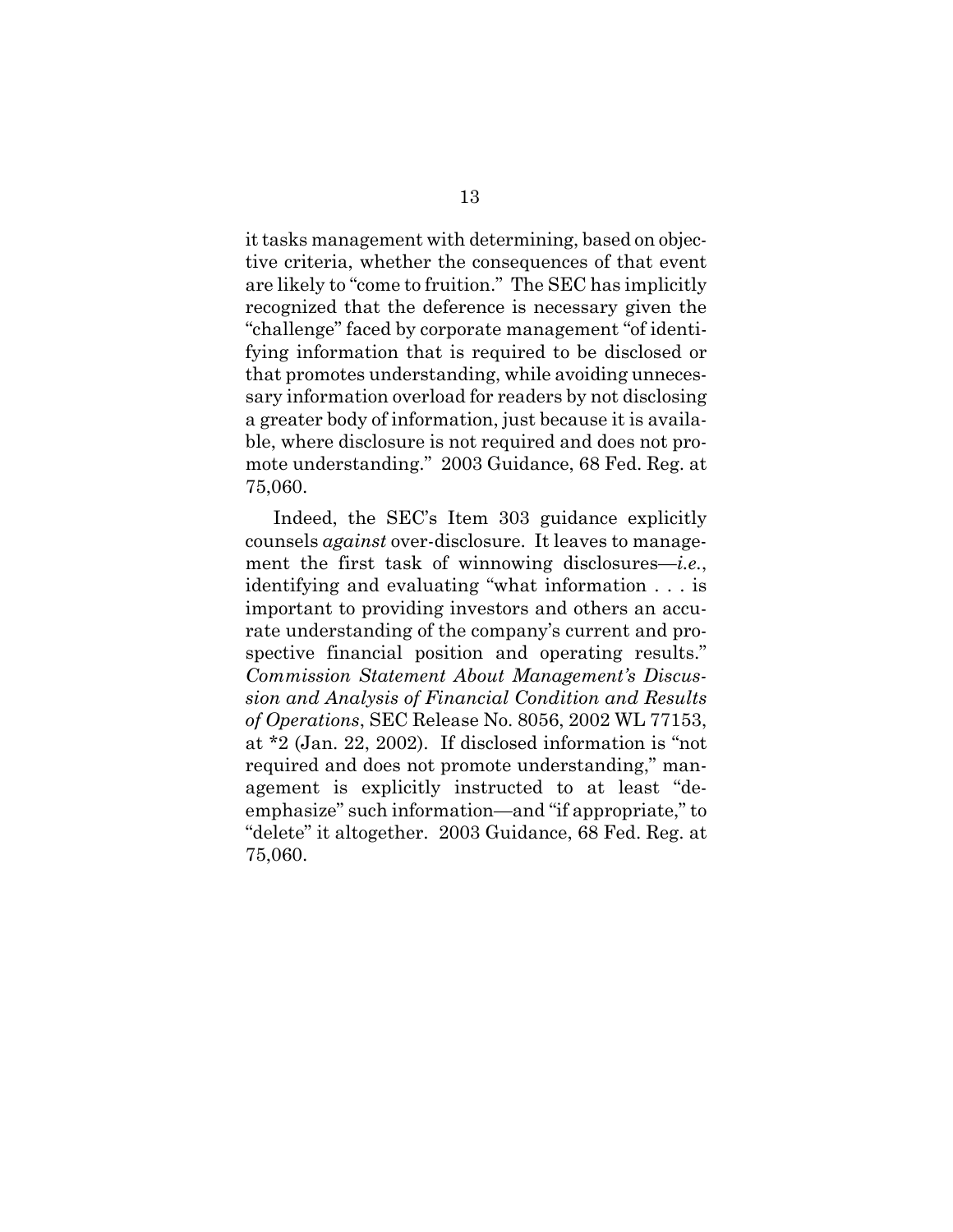it tasks management with determining, based on objective criteria, whether the consequences of that event are likely to "come to fruition." The SEC has implicitly recognized that the deference is necessary given the "challenge" faced by corporate management "of identifying information that is required to be disclosed or that promotes understanding, while avoiding unnecessary information overload for readers by not disclosing a greater body of information, just because it is available, where disclosure is not required and does not promote understanding." 2003 Guidance, 68 Fed. Reg. at 75,060.

Indeed, the SEC's Item 303 guidance explicitly counsels *against* over-disclosure. It leaves to management the first task of winnowing disclosures—*i.e.*, identifying and evaluating "what information . . . is important to providing investors and others an accurate understanding of the company's current and prospective financial position and operating results." *Commission Statement About Management's Discussion and Analysis of Financial Condition and Results of Operations*, SEC Release No. 8056, 2002 WL 77153, at *2 (Jan. 22, 2002). If disclosed information is "not required and does not promote understanding," management is explicitly instructed to at least "de-emphasize" such information—and "if appropriate," to "delete" it altogether. 2003 Guidance, 68 Fed. Reg. at 75,060.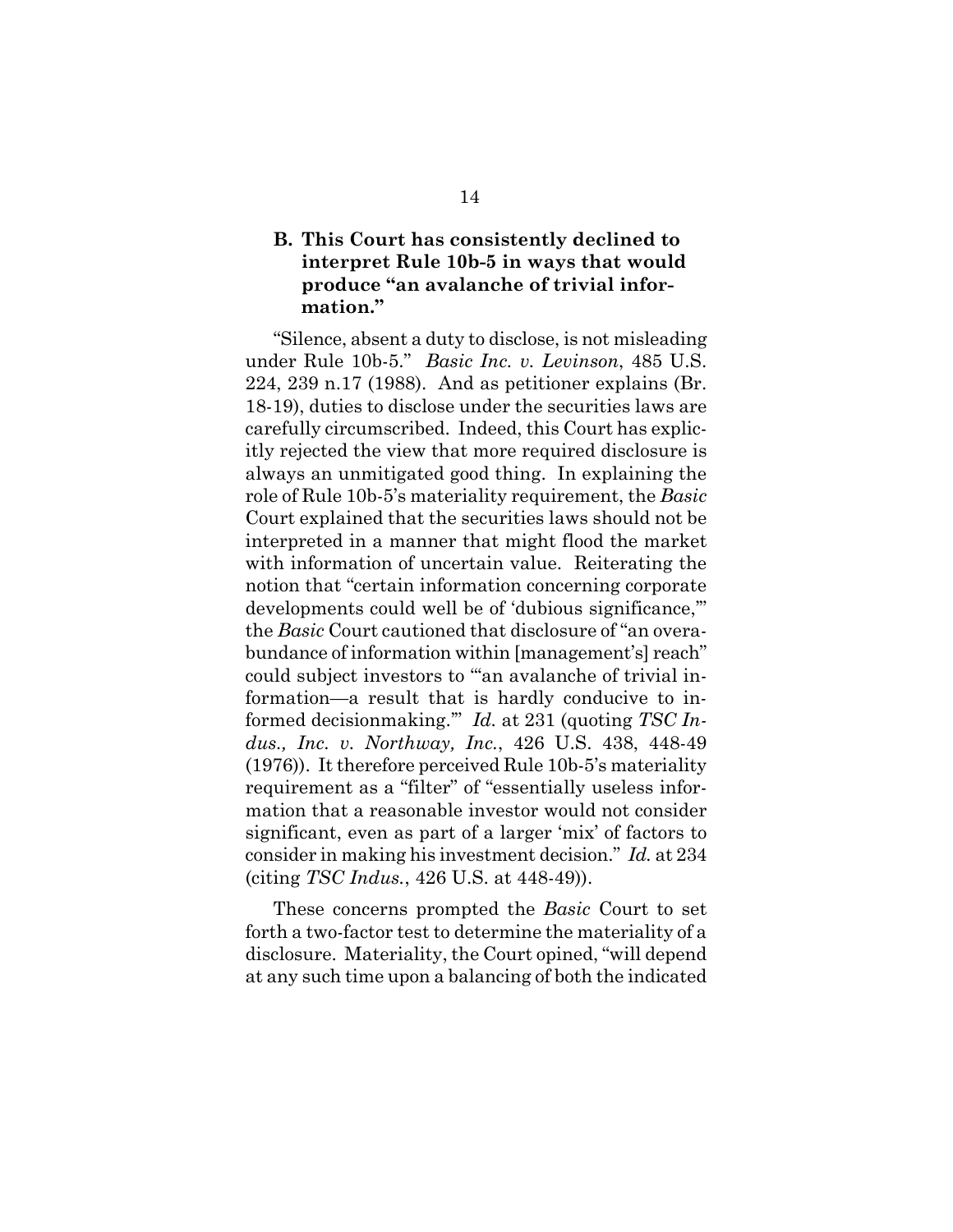### B. This Court has consistently declined to interpret Rule 10b-5 in ways that would produce "an avalanche of trivial information."

"Silence, absent a duty to disclose, is not misleading under Rule 10b-5." *Basic Inc. v. Levinson*, 485 U.S. 224, 239 n.17 (1988). And as petitioner explains (Br. 18-19), duties to disclose under the securities laws are carefully circumscribed. Indeed, this Court has explicitly rejected the view that more required disclosure is always an unmitigated good thing. In explaining the role of Rule 10b-5's materiality requirement, the *Basic* Court explained that the securities laws should not be interpreted in a manner that might flood the market with information of uncertain value. Reiterating the notion that "certain information concerning corporate developments could well be of 'dubious significance,'" the *Basic* Court cautioned that disclosure of "an overabundance of information within [management's] reach" could subject investors to "'an avalanche of trivial information—a result that is hardly conducive to informed decisionmaking.'" *Id.* at 231 (quoting *TSC Indus., Inc. v. Northway, Inc.*, 426 U.S. 438, 448-49 (1976)). It therefore perceived Rule 10b-5's materiality requirement as a "filter" of "essentially useless information that a reasonable investor would not consider significant, even as part of a larger 'mix' of factors to consider in making his investment decision." *Id.* at 234 (citing *TSC Indus.*, 426 U.S. at 448-49)).

These concerns prompted the *Basic* Court to set forth a two-factor test to determine the materiality of a disclosure. Materiality, the Court opined, "will depend at any such time upon a balancing of both the indicated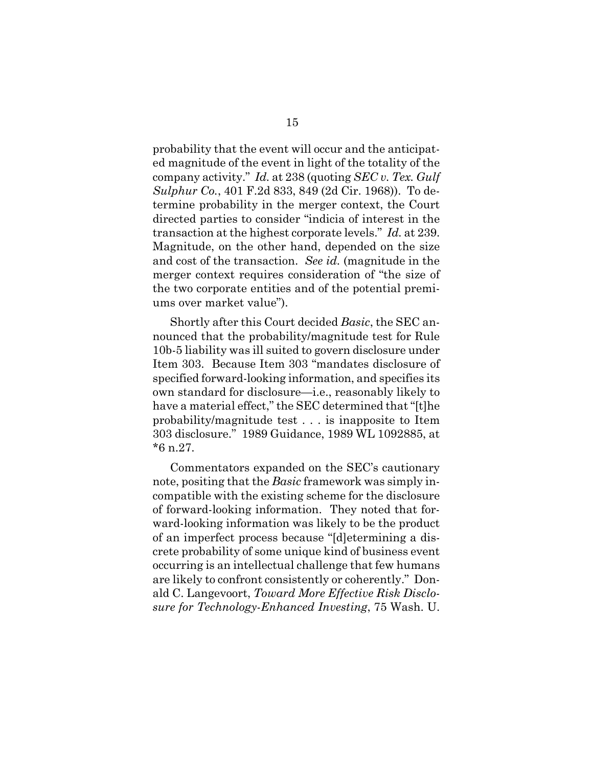probability that the event will occur and the anticipated magnitude of the event in light of the totality of the company activity." *Id.* at 238 (quoting *SEC v. Tex. Gulf Sulphur Co.*, 401 F.2d 833, 849 (2d Cir. 1968)). To determine probability in the merger context, the Court directed parties to consider "indicia of interest in the transaction at the highest corporate levels." *Id.* at 239. Magnitude, on the other hand, depended on the size and cost of the transaction. *See id.* (magnitude in the merger context requires consideration of "the size of the two corporate entities and of the potential premiums over market value").

Shortly after this Court decided *Basic*, the SEC announced that the probability/magnitude test for Rule 10b-5 liability was ill suited to govern disclosure under Item 303. Because Item 303 "mandates disclosure of specified forward-looking information, and specifies its own standard for disclosure—i.e., reasonably likely to have a material effect," the SEC determined that "[t]he probability/magnitude test . . . is inapposite to Item 303 disclosure." 1989 Guidance, 1989 WL 1092885, at *6 n.27.

Commentators expanded on the SEC's cautionary note, positing that the *Basic* framework was simply incompatible with the existing scheme for the disclosure of forward-looking information. They noted that forward-looking information was likely to be the product of an imperfect process because "[d]etermining a discrete probability of some unique kind of business event occurring is an intellectual challenge that few humans are likely to confront consistently or coherently." Donald C. Langevoort, *Toward More Effective Risk Disclosure for Technology-Enhanced Investing*, 75 Wash. U.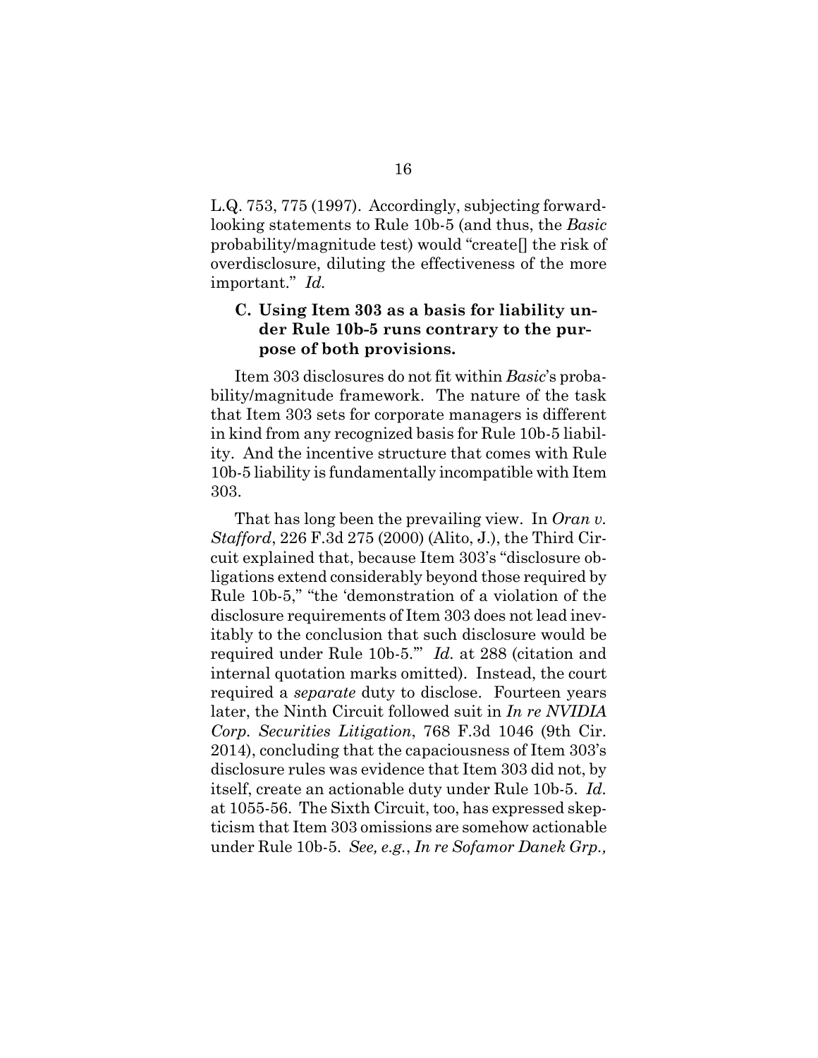L.Q. 753, 775 (1997). Accordingly, subjecting forward-looking statements to Rule 10b-5 (and thus, the *Basic* probability/magnitude test) would "create[] the risk of overdisclosure, diluting the effectiveness of the more important." *Id.*

### C. Using Item 303 as a basis for liability under Rule 10b-5 runs contrary to the purpose of both provisions.

Item 303 disclosures do not fit within *Basic*'s probability/magnitude framework. The nature of the task that Item 303 sets for corporate managers is different in kind from any recognized basis for Rule 10b-5 liability. And the incentive structure that comes with Rule 10b-5 liability is fundamentally incompatible with Item 303.

That has long been the prevailing view. In *Oran v. Stafford*, 226 F.3d 275 (2000) (Alito, J.), the Third Circuit explained that, because Item 303's "disclosure obligations extend considerably beyond those required by Rule 10b-5," "the 'demonstration of a violation of the disclosure requirements of Item 303 does not lead inevitably to the conclusion that such disclosure would be required under Rule 10b-5.'" *Id.* at 288 (citation and internal quotation marks omitted). Instead, the court required a *separate* duty to disclose. Fourteen years later, the Ninth Circuit followed suit in *In re NVIDIA Corp. Securities Litigation*, 768 F.3d 1046 (9th Cir. 2014), concluding that the capaciousness of Item 303's disclosure rules was evidence that Item 303 did not, by itself, create an actionable duty under Rule 10b-5. *Id.* at 1055-56. The Sixth Circuit, too, has expressed skepticism that Item 303 omissions are somehow actionable under Rule 10b-5. *See, e.g.*, *In re Sofamor Danek Grp.,*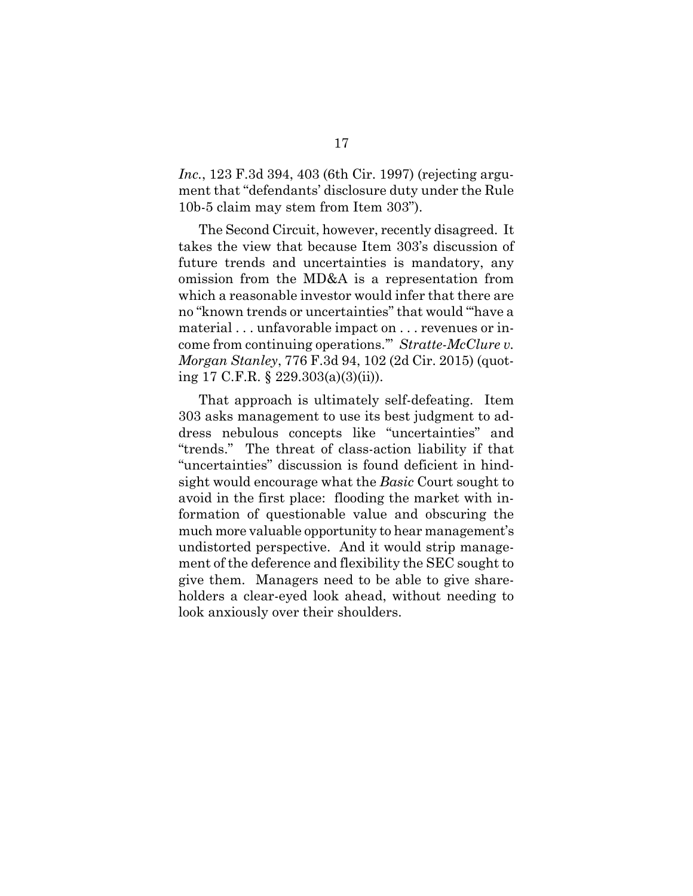*Inc.*, 123 F.3d 394, 403 (6th Cir. 1997) (rejecting argument that "defendants' disclosure duty under the Rule 10b-5 claim may stem from Item 303").

The Second Circuit, however, recently disagreed. It takes the view that because Item 303's discussion of future trends and uncertainties is mandatory, any omission from the MD&A is a representation from which a reasonable investor would infer that there are no "known trends or uncertainties" that would "'have a material . . . unfavorable impact on . . . revenues or income from continuing operations.'" *Stratte-McClure v. Morgan Stanley*, 776 F.3d 94, 102 (2d Cir. 2015) (quoting 17 C.F.R. § 229.303(a)(3)(ii)).

That approach is ultimately self-defeating. Item 303 asks management to use its best judgment to address nebulous concepts like "uncertainties" and "trends." The threat of class-action liability if that "uncertainties" discussion is found deficient in hindsight would encourage what the *Basic* Court sought to avoid in the first place: flooding the market with information of questionable value and obscuring the much more valuable opportunity to hear management's undistorted perspective. And it would strip management of the deference and flexibility the SEC sought to give them. Managers need to be able to give shareholders a clear-eyed look ahead, without needing to look anxiously over their shoulders.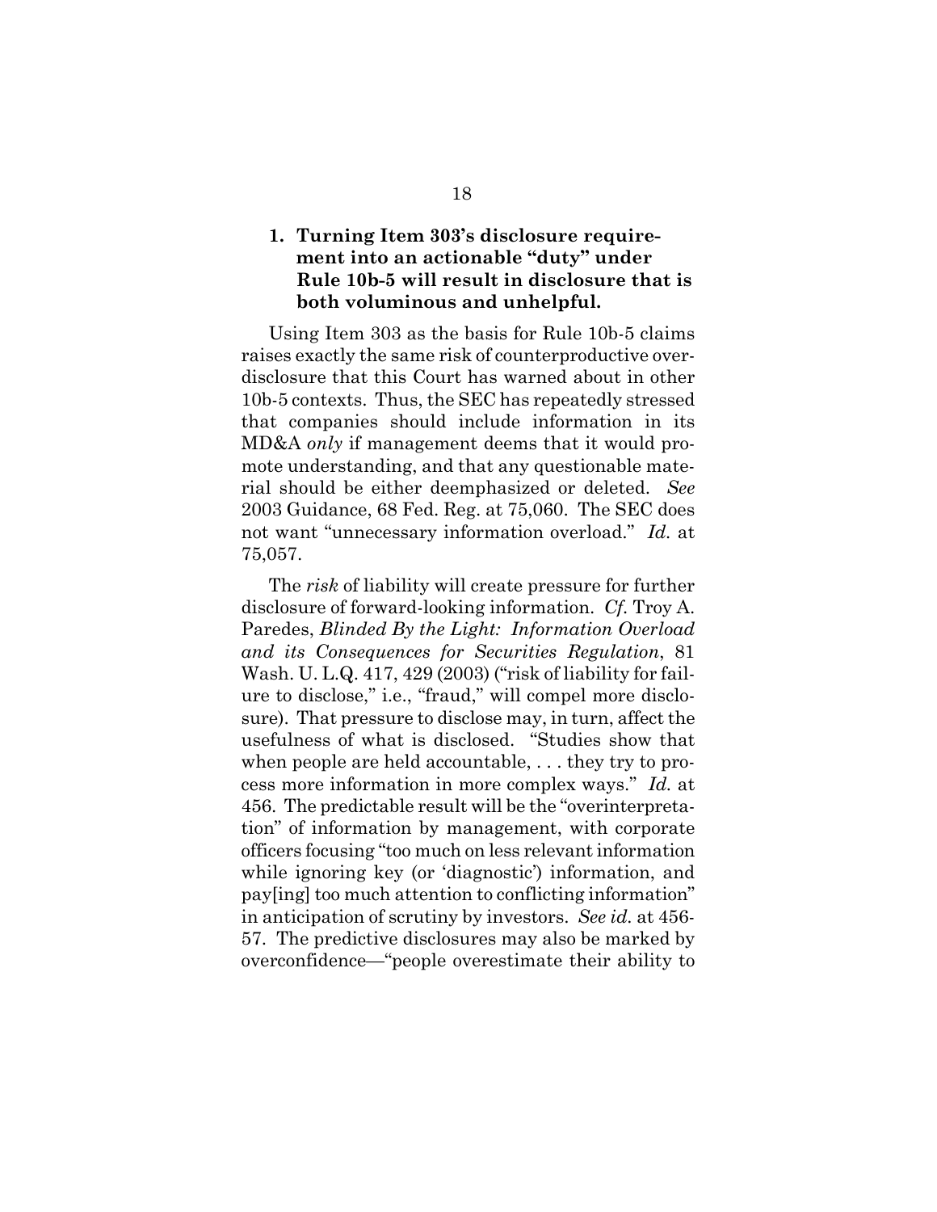### 1. Turning Item 303's disclosure requirement into an actionable "duty" under Rule 10b-5 will result in disclosure that is both voluminous and unhelpful.

Using Item 303 as the basis for Rule 10b-5 claims raises exactly the same risk of counterproductive overdisclosure that this Court has warned about in other 10b-5 contexts. Thus, the SEC has repeatedly stressed that companies should include information in its MD&A *only* if management deems that it would promote understanding, and that any questionable material should be either deemphasized or deleted. *See* 2003 Guidance, 68 Fed. Reg. at 75,060. The SEC does not want "unnecessary information overload." *Id.* at 75,057.

The *risk* of liability will create pressure for further disclosure of forward-looking information. *Cf.* Troy A. Paredes, *Blinded By the Light: Information Overload and its Consequences for Securities Regulation*, 81 Wash. U. L.Q. 417, 429 (2003) ("risk of liability for failure to disclose," i.e., "fraud," will compel more disclosure). That pressure to disclose may, in turn, affect the usefulness of what is disclosed. "Studies show that when people are held accountable, . . . they try to process more information in more complex ways." *Id.* at 456. The predictable result will be the "overinterpretation" of information by management, with corporate officers focusing "too much on less relevant information while ignoring key (or 'diagnostic') information, and pay[ing] too much attention to conflicting information" in anticipation of scrutiny by investors. *See id.* at 456-57. The predictive disclosures may also be marked by overconfidence—"people overestimate their ability to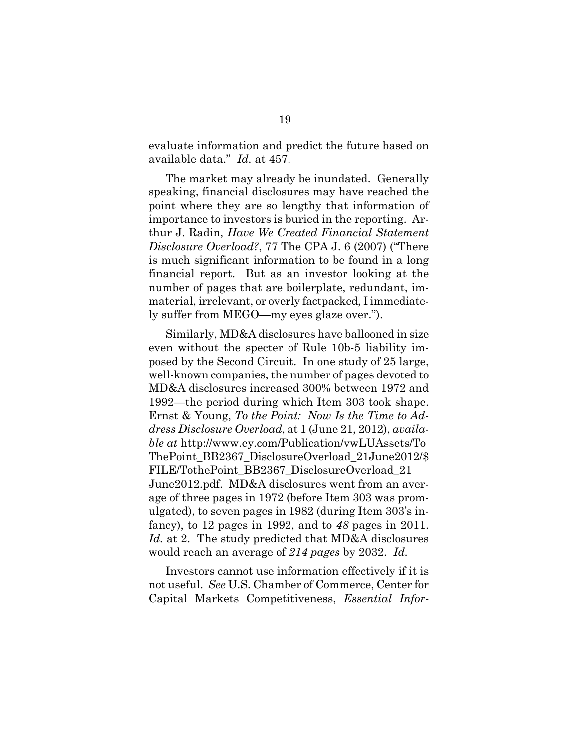evaluate information and predict the future based on available data." *Id.* at 457.

The market may already be inundated. Generally speaking, financial disclosures may have reached the point where they are so lengthy that information of importance to investors is buried in the reporting. Arthur J. Radin, *Have We Created Financial Statement Disclosure Overload?*, 77 The CPA J. 6 (2007) ("There is much significant information to be found in a long financial report. But as an investor looking at the number of pages that are boilerplate, redundant, immaterial, irrelevant, or overly factpacked, I immediately suffer from MEGO—my eyes glaze over.").

Similarly, MD&A disclosures have ballooned in size even without the specter of Rule 10b-5 liability imposed by the Second Circuit. In one study of 25 large, well-known companies, the number of pages devoted to MD&A disclosures increased 300% between 1972 and 1992—the period during which Item 303 took shape. Ernst & Young, *To the Point: Now Is the Time to Address Disclosure Overload*, at 1 (June 21, 2012), *available at* http://www.ey.com/Publication/vwLUAssets/ToThePoint_BB2367_DisclosureOverload_21June2012/$FILE/TothePoint_BB2367_DisclosureOverload_21June2012.pdf. MD&A disclosures went from an average of three pages in 1972 (before Item 303 was promulgated), to seven pages in 1982 (during Item 303's infancy), to 12 pages in 1992, and to *48* pages in 2011. *Id.* at 2. The study predicted that MD&A disclosures would reach an average of *214 pages* by 2032. *Id.*

Investors cannot use information effectively if it is not useful. *See* U.S. Chamber of Commerce, Center for Capital Markets Competitiveness, *Essential Infor-*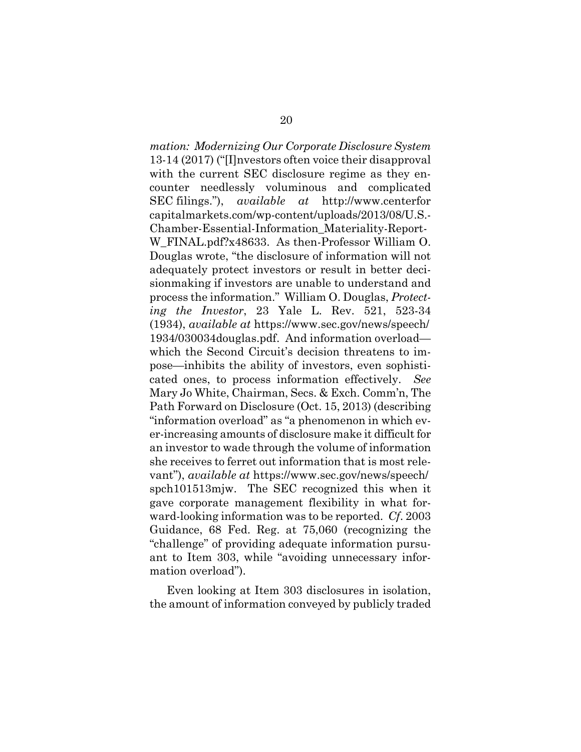*mation: Modernizing Our Corporate Disclosure System* 13-14 (2017) ("[I]nvestors often voice their disapproval with the current SEC disclosure regime as they encounter needlessly voluminous and complicated SEC filings."), *available at* http://www.centerforcapitalmarkets.com/wp-content/uploads/2013/08/U.S.-Chamber-Essential-Information_Materiality-Report-W_FINAL.pdf?x48633. As then-Professor William O. Douglas wrote, "the disclosure of information will not adequately protect investors or result in better decisionmaking if investors are unable to understand and process the information." William O. Douglas, *Protecting the Investor*, 23 Yale L. Rev. 521, 523-34 (1934), *available at* https://www.sec.gov/news/speech/1934/030034douglas.pdf. And information overload—which the Second Circuit's decision threatens to impose—inhibits the ability of investors, even sophisticated ones, to process information effectively. *See* Mary Jo White, Chairman, Secs. & Exch. Comm'n, The Path Forward on Disclosure (Oct. 15, 2013) (describing "information overload" as "a phenomenon in which ever-increasing amounts of disclosure make it difficult for an investor to wade through the volume of information she receives to ferret out information that is most relevant"), *available at* https://www.sec.gov/news/speech/spch101513mjw. The SEC recognized this when it gave corporate management flexibility in what forward-looking information was to be reported. *Cf*. 2003 Guidance, 68 Fed. Reg. at 75,060 (recognizing the "challenge" of providing adequate information pursuant to Item 303, while "avoiding unnecessary information overload").

Even looking at Item 303 disclosures in isolation, the amount of information conveyed by publicly traded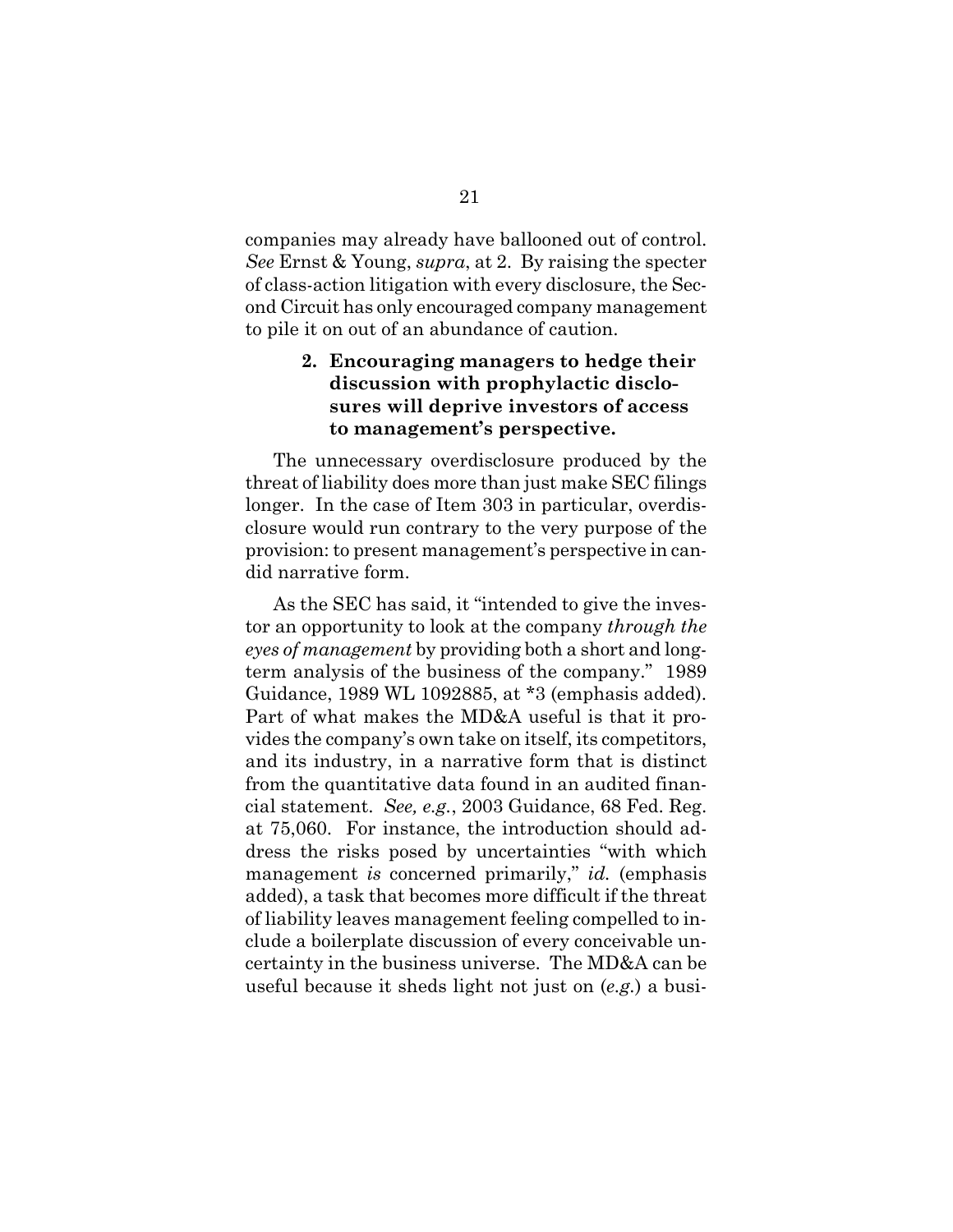companies may already have ballooned out of control. *See* Ernst & Young, *supra*, at 2. By raising the specter of class-action litigation with every disclosure, the Second Circuit has only encouraged company management to pile it on out of an abundance of caution.

#### 2. Encouraging managers to hedge their discussion with prophylactic disclosures will deprive investors of access to management's perspective.

The unnecessary overdisclosure produced by the threat of liability does more than just make SEC filings longer. In the case of Item 303 in particular, overdisclosure would run contrary to the very purpose of the provision: to present management's perspective in candid narrative form.

As the SEC has said, it "intended to give the investor an opportunity to look at the company *through the eyes of management* by providing both a short and long-term analysis of the business of the company." 1989 Guidance, 1989 WL 1092885, at *3 (emphasis added). Part of what makes the MD&A useful is that it provides the company's own take on itself, its competitors, and its industry, in a narrative form that is distinct from the quantitative data found in an audited financial statement. *See, e.g.*, 2003 Guidance, 68 Fed. Reg. at 75,060. For instance, the introduction should address the risks posed by uncertainties "with which management *is* concerned primarily," *id.* (emphasis added), a task that becomes more difficult if the threat of liability leaves management feeling compelled to include a boilerplate discussion of every conceivable uncertainty in the business universe. The MD&A can be useful because it sheds light not just on (*e.g.*) a busi-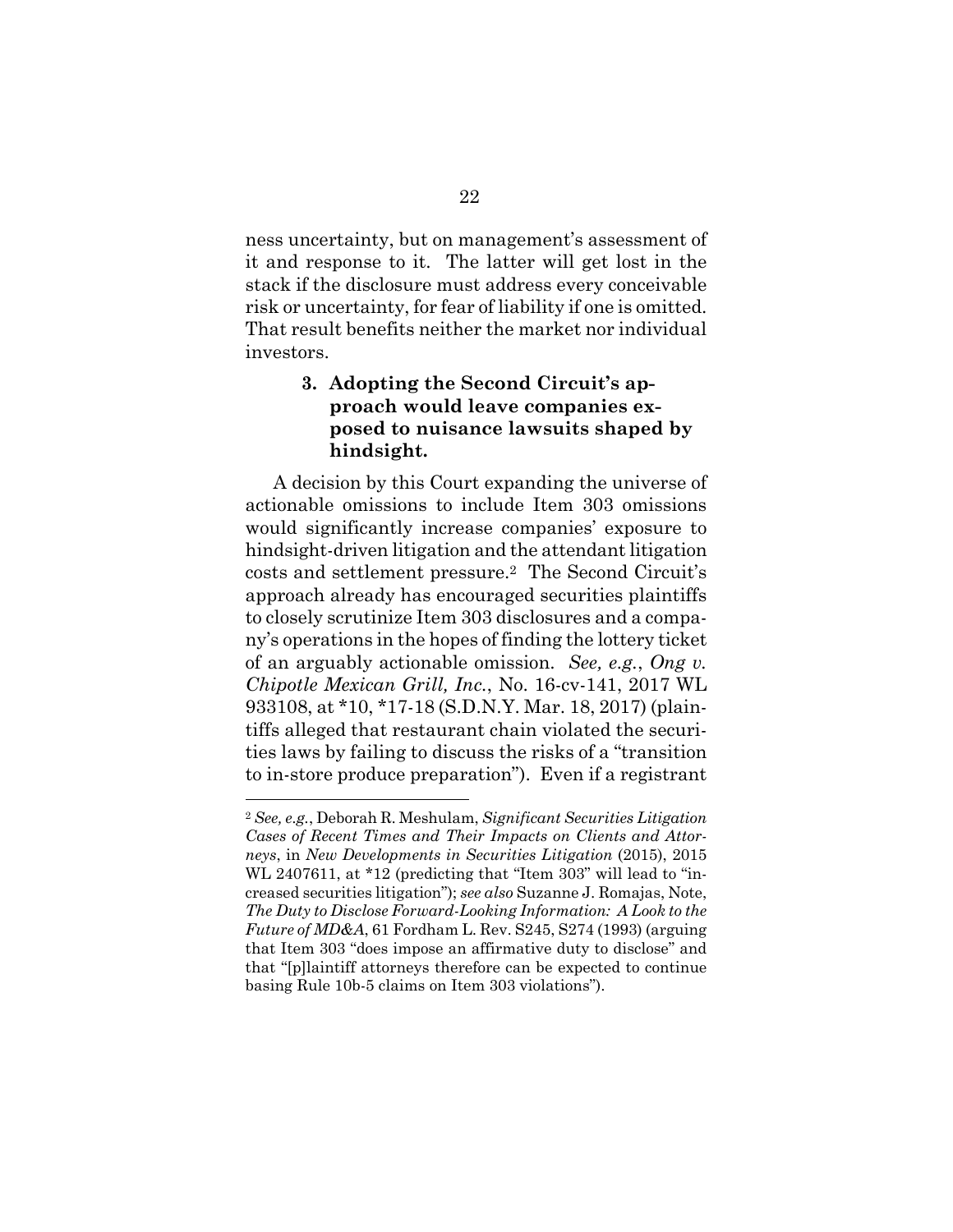ness uncertainty, but on management's assessment of it and response to it. The latter will get lost in the stack if the disclosure must address every conceivable risk or uncertainty, for fear of liability if one is omitted. That result benefits neither the market nor individual investors.

### 3. Adopting the Second Circuit's approach would leave companies exposed to nuisance lawsuits shaped by hindsight.

A decision by this Court expanding the universe of actionable omissions to include Item 303 omissions would significantly increase companies' exposure to hindsight-driven litigation and the attendant litigation costs and settlement pressure.[2] The Second Circuit's approach already has encouraged securities plaintiffs to closely scrutinize Item 303 disclosures and a company's operations in the hopes of finding the lottery ticket of an arguably actionable omission. *See, e.g.*, *Ong v. Chipotle Mexican Grill, Inc.*, No. 16-cv-141, 2017 WL 933108, at *10, *17-18 (S.D.N.Y. Mar. 18, 2017) (plaintiffs alleged that restaurant chain violated the securities laws by failing to discuss the risks of a "transition to in-store produce preparation"). Even if a registrant

---

[2] *See, e.g.*, Deborah R. Meshulam, *Significant Securities Litigation Cases of Recent Times and Their Impacts on Clients and Attorneys*, in *New Developments in Securities Litigation* (2015), 2015 WL 2407611, at *12 (predicting that "Item 303" will lead to "increased securities litigation"); *see also* Suzanne J. Romajas, Note, *The Duty to Disclose Forward-Looking Information: A Look to the Future of MD&A*, 61 Fordham L. Rev. S245, S274 (1993) (arguing that Item 303 "does impose an affirmative duty to disclose" and that "[p]laintiff attorneys therefore can be expected to continue basing Rule 10b-5 claims on Item 303 violations").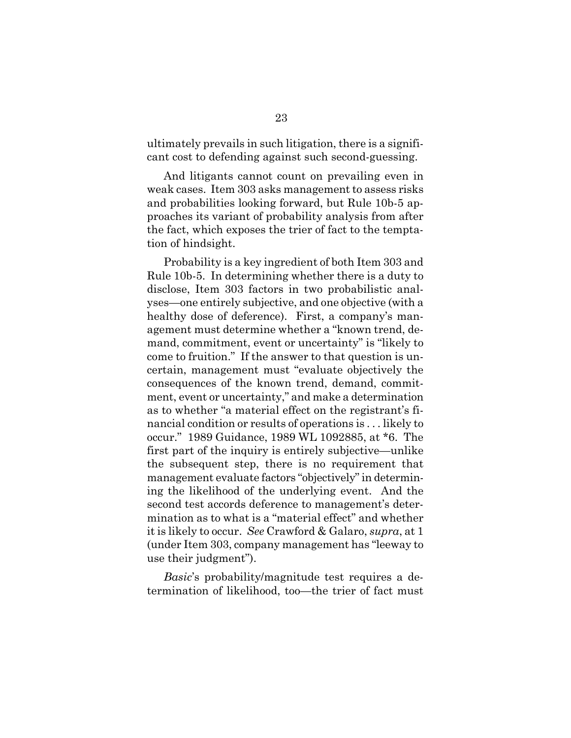ultimately prevails in such litigation, there is a significant cost to defending against such second-guessing.

And litigants cannot count on prevailing even in weak cases. Item 303 asks management to assess risks and probabilities looking forward, but Rule 10b-5 approaches its variant of probability analysis from after the fact, which exposes the trier of fact to the temptation of hindsight.

Probability is a key ingredient of both Item 303 and Rule 10b-5. In determining whether there is a duty to disclose, Item 303 factors in two probabilistic analyses—one entirely subjective, and one objective (with a healthy dose of deference). First, a company's management must determine whether a "known trend, demand, commitment, event or uncertainty" is "likely to come to fruition." If the answer to that question is uncertain, management must "evaluate objectively the consequences of the known trend, demand, commitment, event or uncertainty," and make a determination as to whether "a material effect on the registrant's financial condition or results of operations is . . . likely to occur." 1989 Guidance, 1989 WL 1092885, at *6. The first part of the inquiry is entirely subjective—unlike the subsequent step, there is no requirement that management evaluate factors "objectively" in determining the likelihood of the underlying event. And the second test accords deference to management's determination as to what is a "material effect" and whether it is likely to occur. *See* Crawford & Galaro, *supra*, at 1 (under Item 303, company management has "leeway to use their judgment").

*Basic*'s probability/magnitude test requires a determination of likelihood, too—the trier of fact must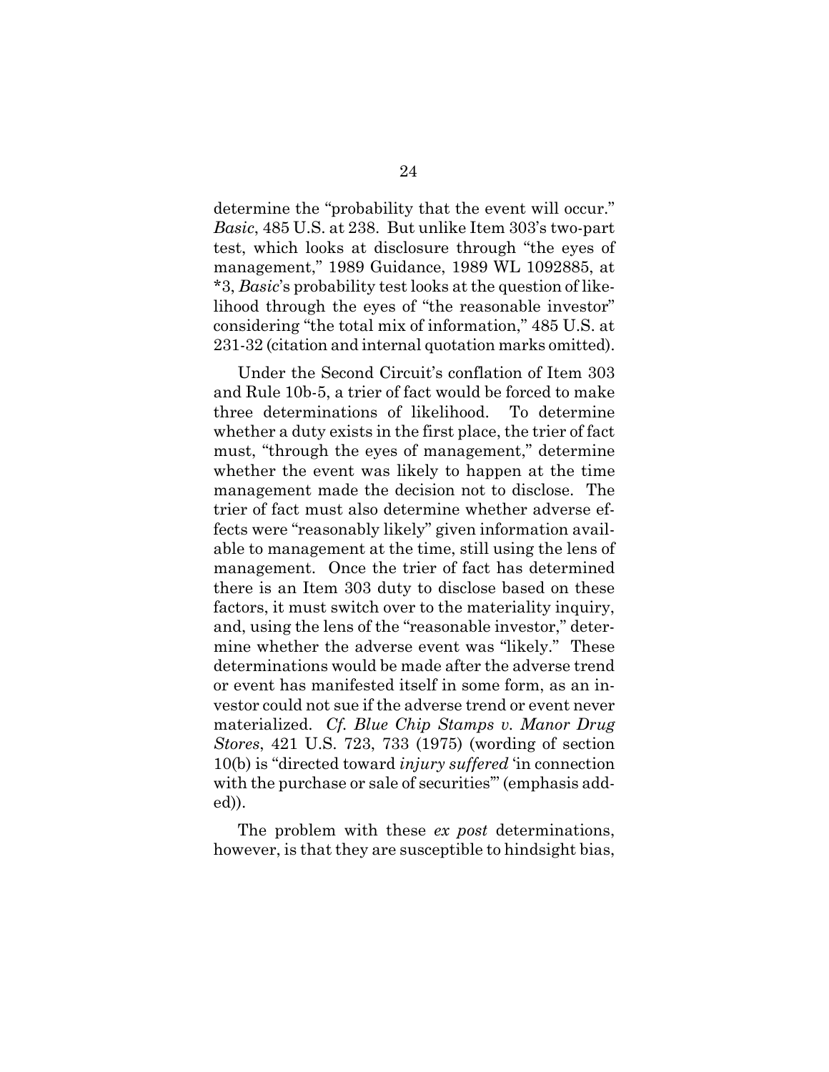determine the "probability that the event will occur." *Basic*, 485 U.S. at 238. But unlike Item 303's two-part test, which looks at disclosure through "the eyes of management," 1989 Guidance, 1989 WL 1092885, at *3, *Basic*'s probability test looks at the question of likelihood through the eyes of "the reasonable investor" considering "the total mix of information," 485 U.S. at 231-32 (citation and internal quotation marks omitted).

Under the Second Circuit's conflation of Item 303 and Rule 10b-5, a trier of fact would be forced to make three determinations of likelihood. To determine whether a duty exists in the first place, the trier of fact must, "through the eyes of management," determine whether the event was likely to happen at the time management made the decision not to disclose. The trier of fact must also determine whether adverse effects were "reasonably likely" given information available to management at the time, still using the lens of management. Once the trier of fact has determined there is an Item 303 duty to disclose based on these factors, it must switch over to the materiality inquiry, and, using the lens of the "reasonable investor," determine whether the adverse event was "likely." These determinations would be made after the adverse trend or event has manifested itself in some form, as an investor could not sue if the adverse trend or event never materialized. *Cf. Blue Chip Stamps v. Manor Drug Stores*, 421 U.S. 723, 733 (1975) (wording of section 10(b) is "directed toward *injury suffered* 'in connection with the purchase or sale of securities'" (emphasis added)).

The problem with these *ex post* determinations, however, is that they are susceptible to hindsight bias,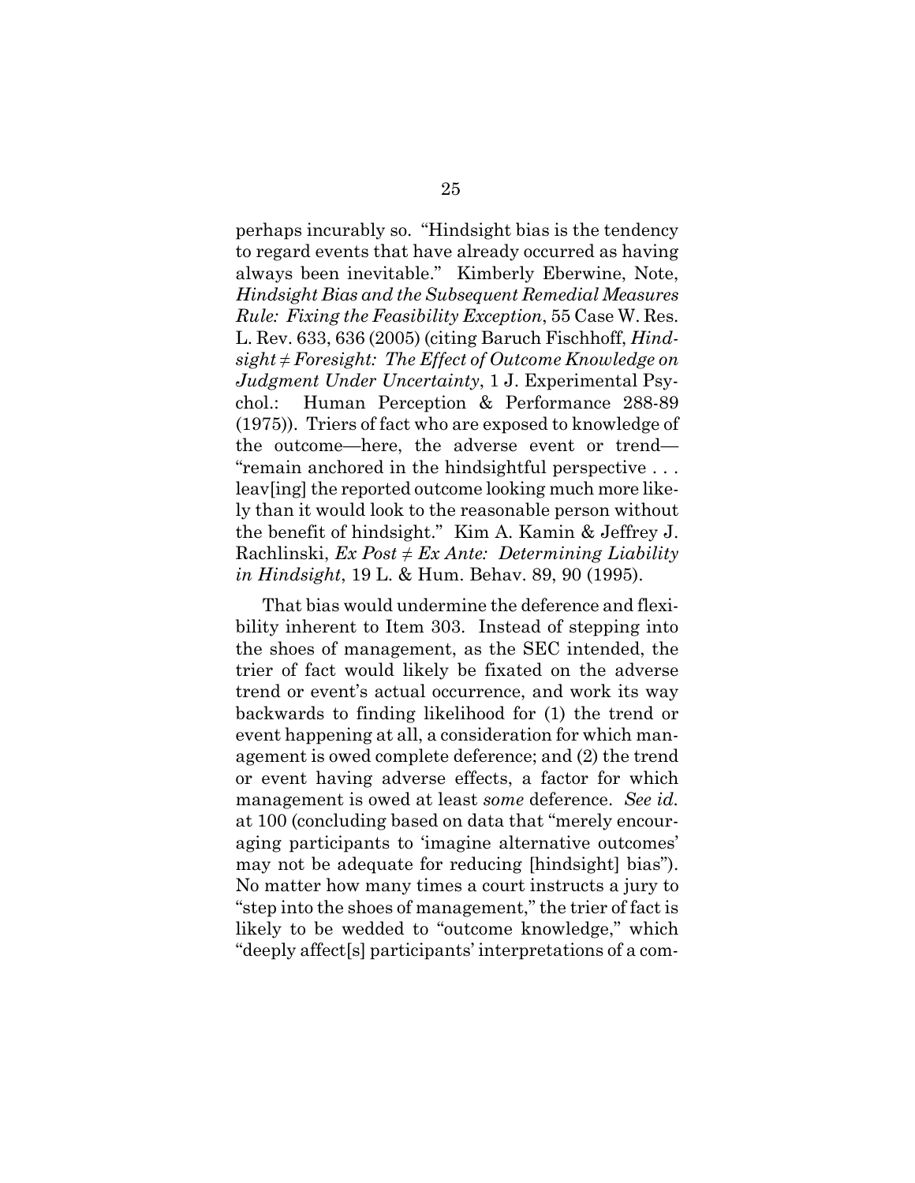perhaps incurably so. "Hindsight bias is the tendency to regard events that have already occurred as having always been inevitable." Kimberly Eberwine, Note, *Hindsight Bias and the Subsequent Remedial Measures Rule: Fixing the Feasibility Exception*, 55 Case W. Res. L. Rev. 633, 636 (2005) (citing Baruch Fischhoff, *Hindsight ≠ Foresight: The Effect of Outcome Knowledge on Judgment Under Uncertainty*, 1 J. Experimental Psychol.: Human Perception & Performance 288-89 (1975)). Triers of fact who are exposed to knowledge of the outcome—here, the adverse event or trend—"remain anchored in the hindsightful perspective . . . leav[ing] the reported outcome looking much more likely than it would look to the reasonable person without the benefit of hindsight." Kim A. Kamin & Jeffrey J. Rachlinski, *Ex Post ≠ Ex Ante: Determining Liability in Hindsight*, 19 L. & Hum. Behav. 89, 90 (1995).

That bias would undermine the deference and flexibility inherent to Item 303. Instead of stepping into the shoes of management, as the SEC intended, the trier of fact would likely be fixated on the adverse trend or event's actual occurrence, and work its way backwards to finding likelihood for (1) the trend or event happening at all, a consideration for which management is owed complete deference; and (2) the trend or event having adverse effects, a factor for which management is owed at least *some* deference. *See id.* at 100 (concluding based on data that "merely encouraging participants to 'imagine alternative outcomes' may not be adequate for reducing [hindsight] bias"). No matter how many times a court instructs a jury to "step into the shoes of management," the trier of fact is likely to be wedded to "outcome knowledge," which "deeply affect[s] participants' interpretations of a com-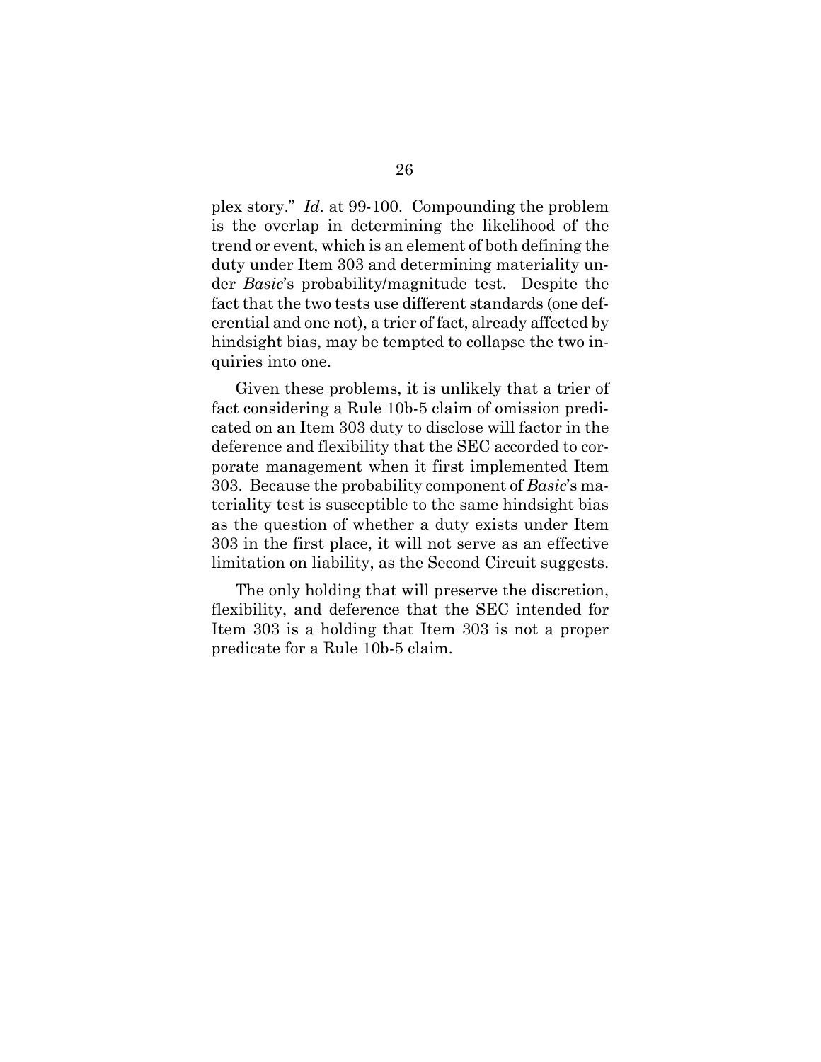plex story." *Id.* at 99-100. Compounding the problem is the overlap in determining the likelihood of the trend or event, which is an element of both defining the duty under Item 303 and determining materiality under *Basic*'s probability/magnitude test. Despite the fact that the two tests use different standards (one deferential and one not), a trier of fact, already affected by hindsight bias, may be tempted to collapse the two inquiries into one.

Given these problems, it is unlikely that a trier of fact considering a Rule 10b-5 claim of omission predicated on an Item 303 duty to disclose will factor in the deference and flexibility that the SEC accorded to corporate management when it first implemented Item 303. Because the probability component of *Basic*'s materiality test is susceptible to the same hindsight bias as the question of whether a duty exists under Item 303 in the first place, it will not serve as an effective limitation on liability, as the Second Circuit suggests.

The only holding that will preserve the discretion, flexibility, and deference that the SEC intended for Item 303 is a holding that Item 303 is not a proper predicate for a Rule 10b-5 claim.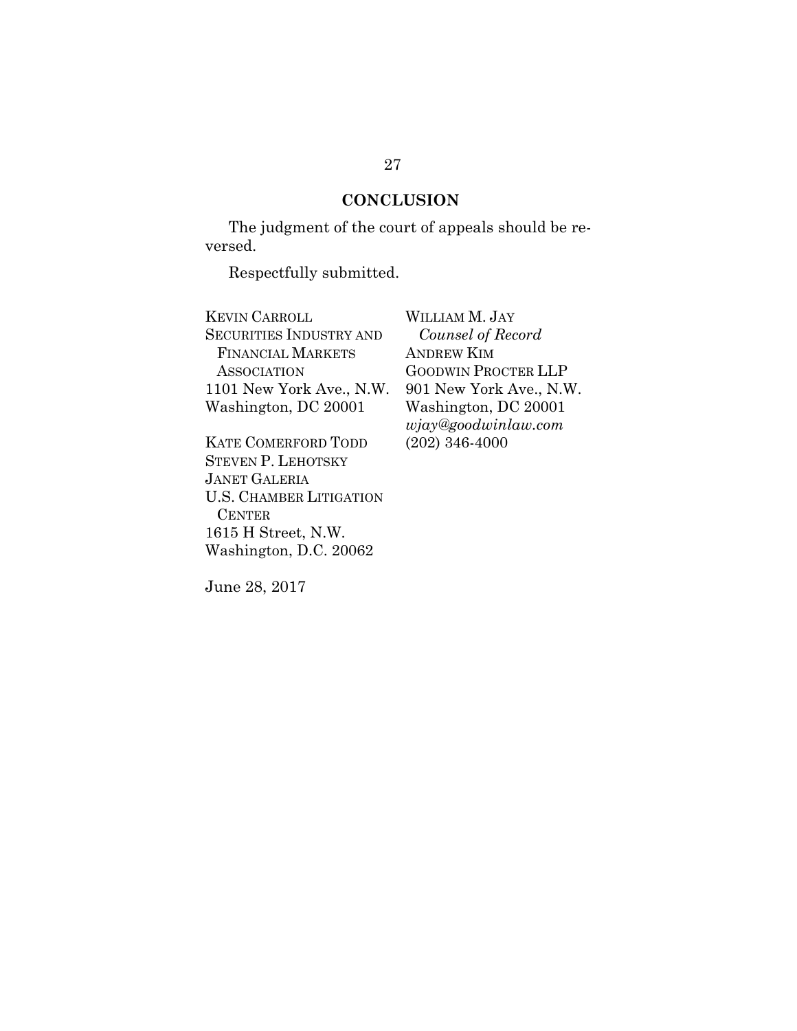## CONCLUSION

The judgment of the court of appeals should be reversed.

Respectfully submitted.

WILLIAM M. JAY
*Counsel of Record*
ANDREW KIM
GOODWIN PROCTER LLP
901 New York Ave., N.W.
Washington, DC 20001
*wjay@goodwinlaw.com*
(202) 346-4000

KEVIN CARROLL
SECURITIES INDUSTRY AND FINANCIAL MARKETS ASSOCIATION
1101 New York Ave., N.W.
Washington, DC 20001

KATE COMERFORD TODD
STEVEN P. LEHOTSKY
JANET GALERIA
U.S. CHAMBER LITIGATION CENTER
1615 H Street, N.W.
Washington, D.C. 20062

June 28, 2017